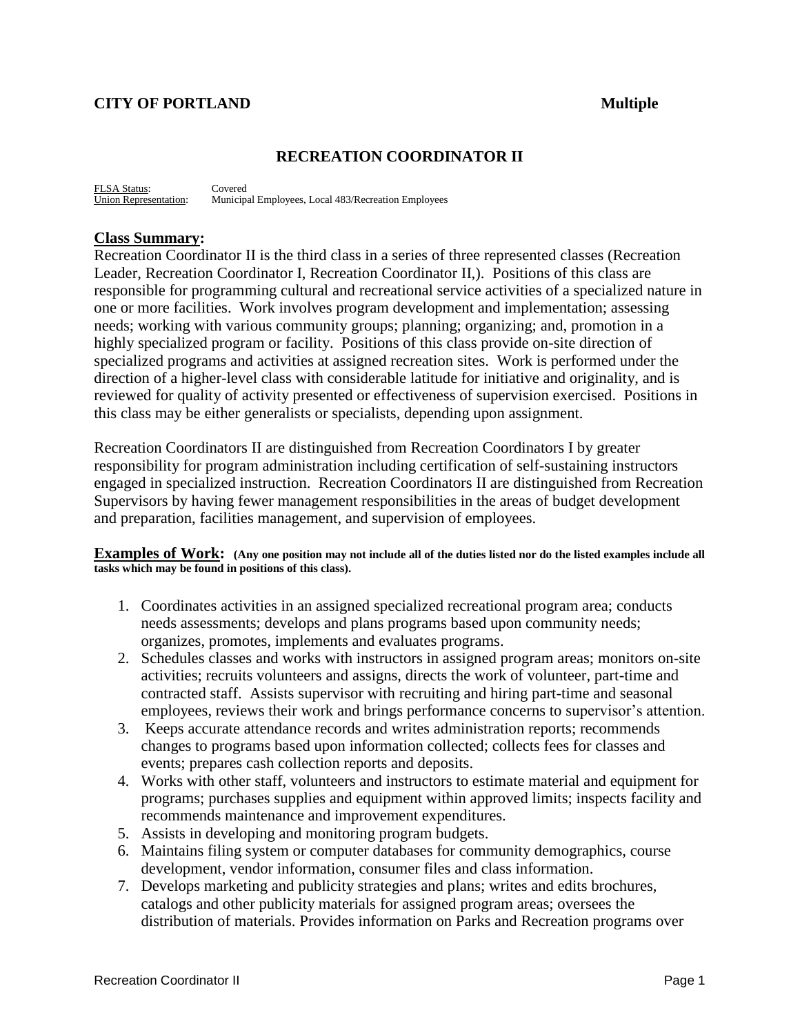**CITY OF PORTLAND** **Multiple**

## RECREATION COORDINATOR II

FLSA Status: Covered
Union Representation: Municipal Employees, Local 483/Recreation Employees

### Class Summary:

Recreation Coordinator II is the third class in a series of three represented classes (Recreation Leader, Recreation Coordinator I, Recreation Coordinator II,). Positions of this class are responsible for programming cultural and recreational service activities of a specialized nature in one or more facilities. Work involves program development and implementation; assessing needs; working with various community groups; planning; organizing; and, promotion in a highly specialized program or facility. Positions of this class provide on-site direction of specialized programs and activities at assigned recreation sites. Work is performed under the direction of a higher-level class with considerable latitude for initiative and originality, and is reviewed for quality of activity presented or effectiveness of supervision exercised. Positions in this class may be either generalists or specialists, depending upon assignment.

Recreation Coordinators II are distinguished from Recreation Coordinators I by greater responsibility for program administration including certification of self-sustaining instructors engaged in specialized instruction. Recreation Coordinators II are distinguished from Recreation Supervisors by having fewer management responsibilities in the areas of budget development and preparation, facilities management, and supervision of employees.

### Examples of Work: **(Any one position may not include all of the duties listed nor do the listed examples include all tasks which may be found in positions of this class).**

1. Coordinates activities in an assigned specialized recreational program area; conducts needs assessments; develops and plans programs based upon community needs; organizes, promotes, implements and evaluates programs.
2. Schedules classes and works with instructors in assigned program areas; monitors on-site activities; recruits volunteers and assigns, directs the work of volunteer, part-time and contracted staff. Assists supervisor with recruiting and hiring part-time and seasonal employees, reviews their work and brings performance concerns to supervisor's attention.
3. Keeps accurate attendance records and writes administration reports; recommends changes to programs based upon information collected; collects fees for classes and events; prepares cash collection reports and deposits.
4. Works with other staff, volunteers and instructors to estimate material and equipment for programs; purchases supplies and equipment within approved limits; inspects facility and recommends maintenance and improvement expenditures.
5. Assists in developing and monitoring program budgets.
6. Maintains filing system or computer databases for community demographics, course development, vendor information, consumer files and class information.
7. Develops marketing and publicity strategies and plans; writes and edits brochures, catalogs and other publicity materials for assigned program areas; oversees the distribution of materials. Provides information on Parks and Recreation programs over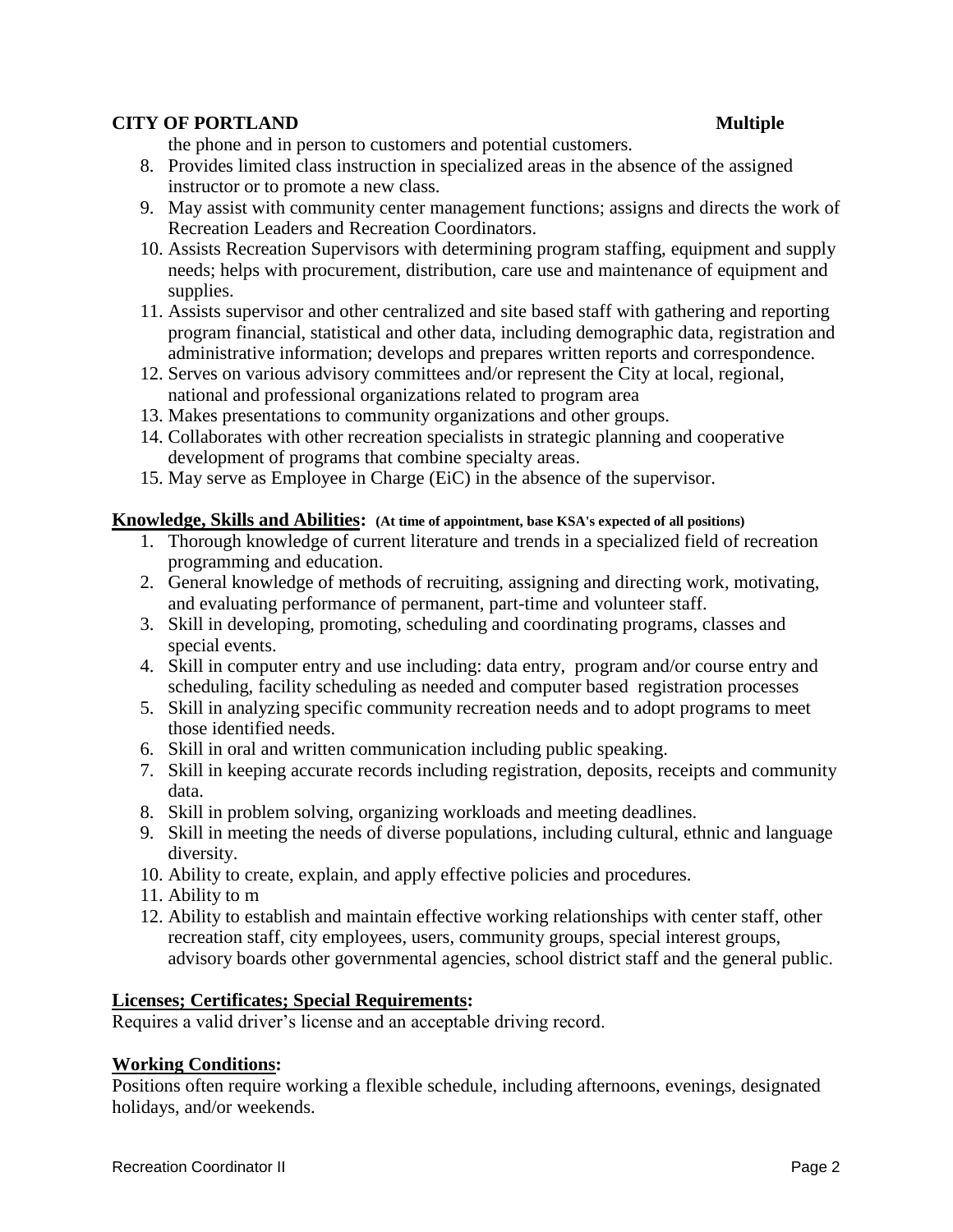the phone and in person to customers and potential customers.

8. Provides limited class instruction in specialized areas in the absence of the assigned instructor or to promote a new class.
9. May assist with community center management functions; assigns and directs the work of Recreation Leaders and Recreation Coordinators.
10. Assists Recreation Supervisors with determining program staffing, equipment and supply needs; helps with procurement, distribution, care use and maintenance of equipment and supplies.
11. Assists supervisor and other centralized and site based staff with gathering and reporting program financial, statistical and other data, including demographic data, registration and administrative information; develops and prepares written reports and correspondence.
12. Serves on various advisory committees and/or represent the City at local, regional, national and professional organizations related to program area
13. Makes presentations to community organizations and other groups.
14. Collaborates with other recreation specialists in strategic planning and cooperative development of programs that combine specialty areas.
15. May serve as Employee in Charge (EiC) in the absence of the supervisor.

**Knowledge, Skills and Abilities: (At time of appointment, base KSA's expected of all positions)**

1. Thorough knowledge of current literature and trends in a specialized field of recreation programming and education.
2. General knowledge of methods of recruiting, assigning and directing work, motivating, and evaluating performance of permanent, part-time and volunteer staff.
3. Skill in developing, promoting, scheduling and coordinating programs, classes and special events.
4. Skill in computer entry and use including: data entry, program and/or course entry and scheduling, facility scheduling as needed and computer based registration processes
5. Skill in analyzing specific community recreation needs and to adopt programs to meet those identified needs.
6. Skill in oral and written communication including public speaking.
7. Skill in keeping accurate records including registration, deposits, receipts and community data.
8. Skill in problem solving, organizing workloads and meeting deadlines.
9. Skill in meeting the needs of diverse populations, including cultural, ethnic and language diversity.
10. Ability to create, explain, and apply effective policies and procedures.
11. Ability to m
12. Ability to establish and maintain effective working relationships with center staff, other recreation staff, city employees, users, community groups, special interest groups, advisory boards other governmental agencies, school district staff and the general public.

**Licenses; Certificates; Special Requirements:**

Requires a valid driver's license and an acceptable driving record.

**Working Conditions:**

Positions often require working a flexible schedule, including afternoons, evenings, designated holidays, and/or weekends.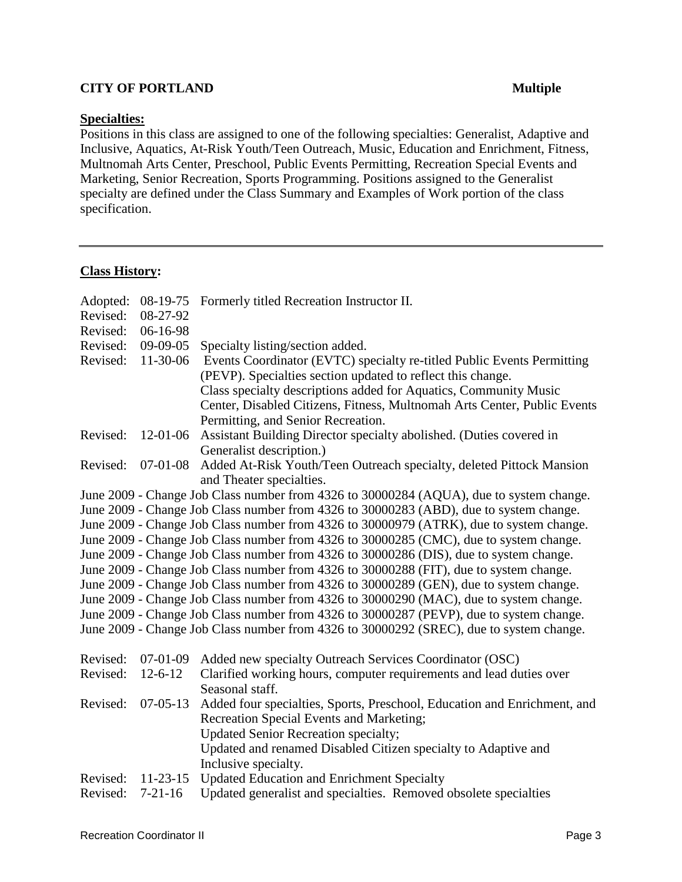**CITY OF PORTLAND** **Multiple**

**Specialties:**

Positions in this class are assigned to one of the following specialties: Generalist, Adaptive and Inclusive, Aquatics, At-Risk Youth/Teen Outreach, Music, Education and Enrichment, Fitness, Multnomah Arts Center, Preschool, Public Events Permitting, Recreation Special Events and Marketing, Senior Recreation, Sports Programming. Positions assigned to the Generalist specialty are defined under the Class Summary and Examples of Work portion of the class specification.

---

**Class History:**

| | | |
|---|---|---|
| Adopted: | 08-19-75 | Formerly titled Recreation Instructor II. |
| Revised: | 08-27-92 | |
| Revised: | 06-16-98 | |
| Revised: | 09-09-05 | Specialty listing/section added. |
| Revised: | 11-30-06 | Events Coordinator (EVTC) specialty re-titled Public Events Permitting (PEVP). Specialties section updated to reflect this change. Class specialty descriptions added for Aquatics, Community Music Center, Disabled Citizens, Fitness, Multnomah Arts Center, Public Events Permitting, and Senior Recreation. |
| Revised: | 12-01-06 | Assistant Building Director specialty abolished. (Duties covered in Generalist description.) |
| Revised: | 07-01-08 | Added At-Risk Youth/Teen Outreach specialty, deleted Pittock Mansion and Theater specialties. |

June 2009 - Change Job Class number from 4326 to 30000284 (AQUA), due to system change.
June 2009 - Change Job Class number from 4326 to 30000283 (ABD), due to system change.
June 2009 - Change Job Class number from 4326 to 30000979 (ATRK), due to system change.
June 2009 - Change Job Class number from 4326 to 30000285 (CMC), due to system change.
June 2009 - Change Job Class number from 4326 to 30000286 (DIS), due to system change.
June 2009 - Change Job Class number from 4326 to 30000288 (FIT), due to system change.
June 2009 - Change Job Class number from 4326 to 30000289 (GEN), due to system change.
June 2009 - Change Job Class number from 4326 to 30000290 (MAC), due to system change.
June 2009 - Change Job Class number from 4326 to 30000287 (PEVP), due to system change.
June 2009 - Change Job Class number from 4326 to 30000292 (SREC), due to system change.

| | | |
|---|---|---|
| Revised: | 07-01-09 | Added new specialty Outreach Services Coordinator (OSC) |
| Revised: | 12-6-12 | Clarified working hours, computer requirements and lead duties over Seasonal staff. |
| Revised: | 07-05-13 | Added four specialties, Sports, Preschool, Education and Enrichment, and Recreation Special Events and Marketing; Updated Senior Recreation specialty; Updated and renamed Disabled Citizen specialty to Adaptive and Inclusive specialty. |
| Revised: | 11-23-15 | Updated Education and Enrichment Specialty |
| Revised: | 7-21-16 | Updated generalist and specialties. Removed obsolete specialties |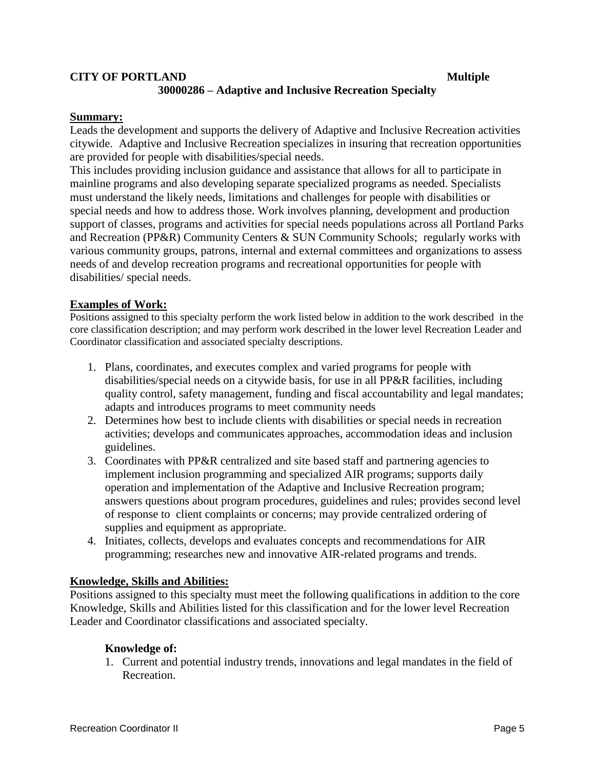**CITY OF PORTLAND** **Multiple**

**30000286 – Adaptive and Inclusive Recreation Specialty**

**Summary:**

Leads the development and supports the delivery of Adaptive and Inclusive Recreation activities citywide. Adaptive and Inclusive Recreation specializes in insuring that recreation opportunities are provided for people with disabilities/special needs.

This includes providing inclusion guidance and assistance that allows for all to participate in mainline programs and also developing separate specialized programs as needed. Specialists must understand the likely needs, limitations and challenges for people with disabilities or special needs and how to address those. Work involves planning, development and production support of classes, programs and activities for special needs populations across all Portland Parks and Recreation (PP&R) Community Centers & SUN Community Schools; regularly works with various community groups, patrons, internal and external committees and organizations to assess needs of and develop recreation programs and recreational opportunities for people with disabilities/ special needs.

**Examples of Work:**

Positions assigned to this specialty perform the work listed below in addition to the work described in the core classification description; and may perform work described in the lower level Recreation Leader and Coordinator classification and associated specialty descriptions.

1. Plans, coordinates, and executes complex and varied programs for people with disabilities/special needs on a citywide basis, for use in all PP&R facilities, including quality control, safety management, funding and fiscal accountability and legal mandates; adapts and introduces programs to meet community needs
2. Determines how best to include clients with disabilities or special needs in recreation activities; develops and communicates approaches, accommodation ideas and inclusion guidelines.
3. Coordinates with PP&R centralized and site based staff and partnering agencies to implement inclusion programming and specialized AIR programs; supports daily operation and implementation of the Adaptive and Inclusive Recreation program; answers questions about program procedures, guidelines and rules; provides second level of response to client complaints or concerns; may provide centralized ordering of supplies and equipment as appropriate.
4. Initiates, collects, develops and evaluates concepts and recommendations for AIR programming; researches new and innovative AIR-related programs and trends.

**Knowledge, Skills and Abilities:**

Positions assigned to this specialty must meet the following qualifications in addition to the core Knowledge, Skills and Abilities listed for this classification and for the lower level Recreation Leader and Coordinator classifications and associated specialty.

**Knowledge of:**

1. Current and potential industry trends, innovations and legal mandates in the field of Recreation.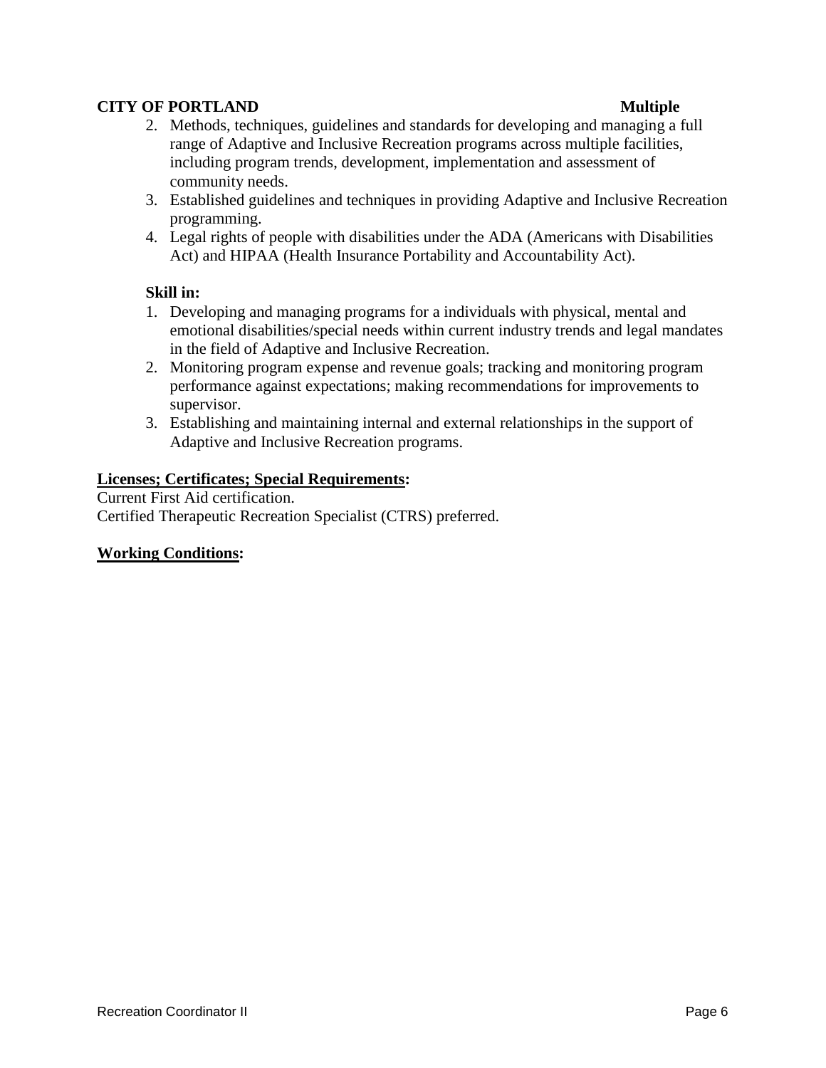2. Methods, techniques, guidelines and standards for developing and managing a full range of Adaptive and Inclusive Recreation programs across multiple facilities, including program trends, development, implementation and assessment of community needs.
3. Established guidelines and techniques in providing Adaptive and Inclusive Recreation programming.
4. Legal rights of people with disabilities under the ADA (Americans with Disabilities Act) and HIPAA (Health Insurance Portability and Accountability Act).

**Skill in:**

1. Developing and managing programs for a individuals with physical, mental and emotional disabilities/special needs within current industry trends and legal mandates in the field of Adaptive and Inclusive Recreation.
2. Monitoring program expense and revenue goals; tracking and monitoring program performance against expectations; making recommendations for improvements to supervisor.
3. Establishing and maintaining internal and external relationships in the support of Adaptive and Inclusive Recreation programs.

**Licenses; Certificates; Special Requirements:**

Current First Aid certification.
Certified Therapeutic Recreation Specialist (CTRS) preferred.

**Working Conditions:**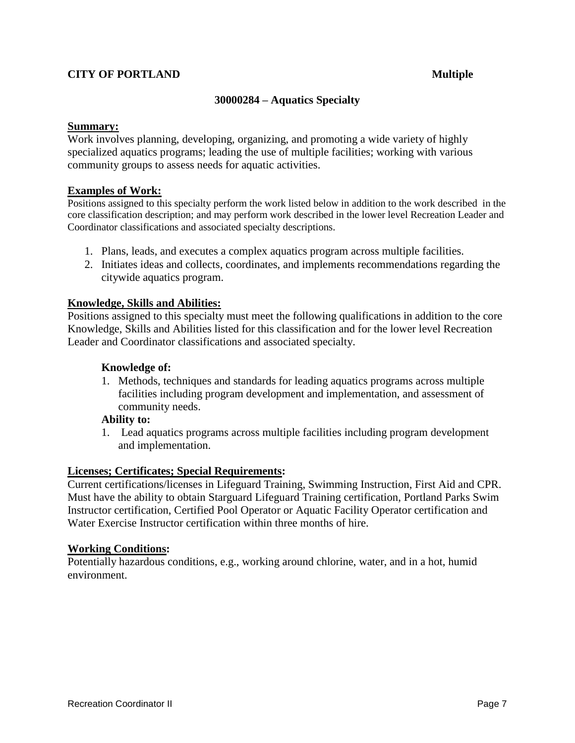**CITY OF PORTLAND** **Multiple**

## 30000284 – Aquatics Specialty

**Summary:**

Work involves planning, developing, organizing, and promoting a wide variety of highly specialized aquatics programs; leading the use of multiple facilities; working with various community groups to assess needs for aquatic activities.

**Examples of Work:**

Positions assigned to this specialty perform the work listed below in addition to the work described in the core classification description; and may perform work described in the lower level Recreation Leader and Coordinator classifications and associated specialty descriptions.

1. Plans, leads, and executes a complex aquatics program across multiple facilities.
2. Initiates ideas and collects, coordinates, and implements recommendations regarding the citywide aquatics program.

**Knowledge, Skills and Abilities:**

Positions assigned to this specialty must meet the following qualifications in addition to the core Knowledge, Skills and Abilities listed for this classification and for the lower level Recreation Leader and Coordinator classifications and associated specialty.

**Knowledge of:**

1. Methods, techniques and standards for leading aquatics programs across multiple facilities including program development and implementation, and assessment of community needs.

**Ability to:**

1. Lead aquatics programs across multiple facilities including program development and implementation.

**Licenses; Certificates; Special Requirements:**

Current certifications/licenses in Lifeguard Training, Swimming Instruction, First Aid and CPR. Must have the ability to obtain Starguard Lifeguard Training certification, Portland Parks Swim Instructor certification, Certified Pool Operator or Aquatic Facility Operator certification and Water Exercise Instructor certification within three months of hire.

**Working Conditions:**

Potentially hazardous conditions, e.g., working around chlorine, water, and in a hot, humid environment.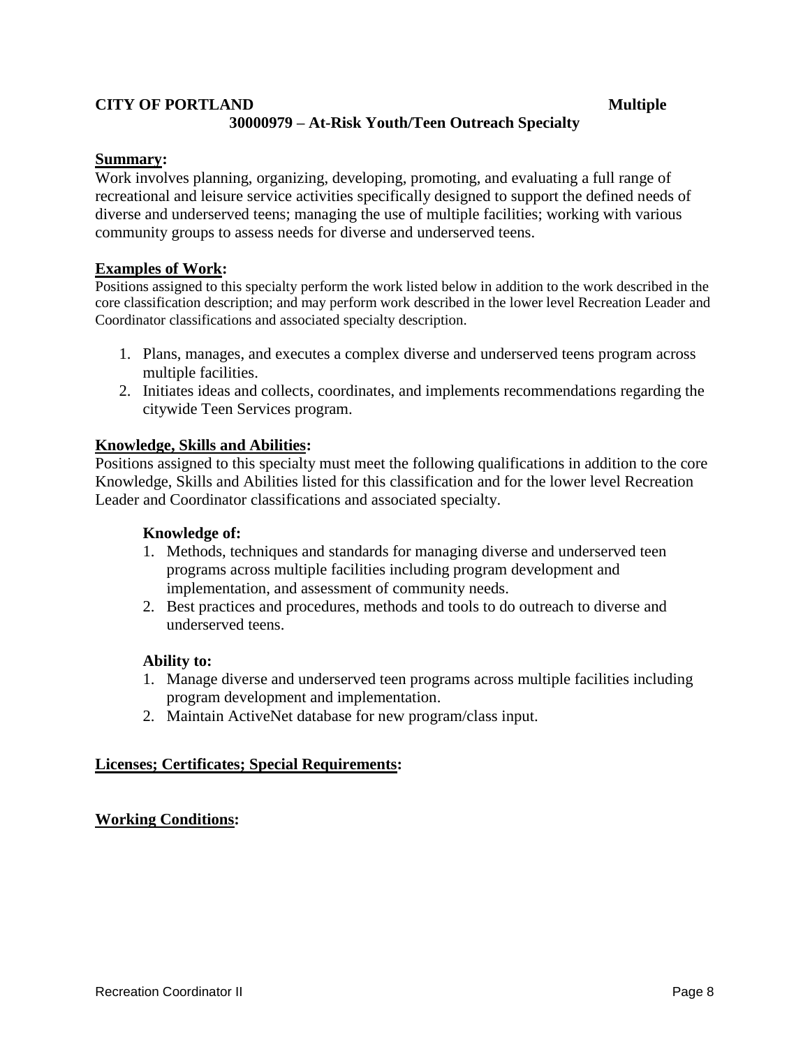**CITY OF PORTLAND** **Multiple**

**30000979 – At-Risk Youth/Teen Outreach Specialty**

**Summary:**

Work involves planning, organizing, developing, promoting, and evaluating a full range of recreational and leisure service activities specifically designed to support the defined needs of diverse and underserved teens; managing the use of multiple facilities; working with various community groups to assess needs for diverse and underserved teens.

**Examples of Work:**

Positions assigned to this specialty perform the work listed below in addition to the work described in the core classification description; and may perform work described in the lower level Recreation Leader and Coordinator classifications and associated specialty description.

1. Plans, manages, and executes a complex diverse and underserved teens program across multiple facilities.
2. Initiates ideas and collects, coordinates, and implements recommendations regarding the citywide Teen Services program.

**Knowledge, Skills and Abilities:**

Positions assigned to this specialty must meet the following qualifications in addition to the core Knowledge, Skills and Abilities listed for this classification and for the lower level Recreation Leader and Coordinator classifications and associated specialty.

**Knowledge of:**

1. Methods, techniques and standards for managing diverse and underserved teen programs across multiple facilities including program development and implementation, and assessment of community needs.
2. Best practices and procedures, methods and tools to do outreach to diverse and underserved teens.

**Ability to:**

1. Manage diverse and underserved teen programs across multiple facilities including program development and implementation.
2. Maintain ActiveNet database for new program/class input.

**Licenses; Certificates; Special Requirements:**

**Working Conditions:**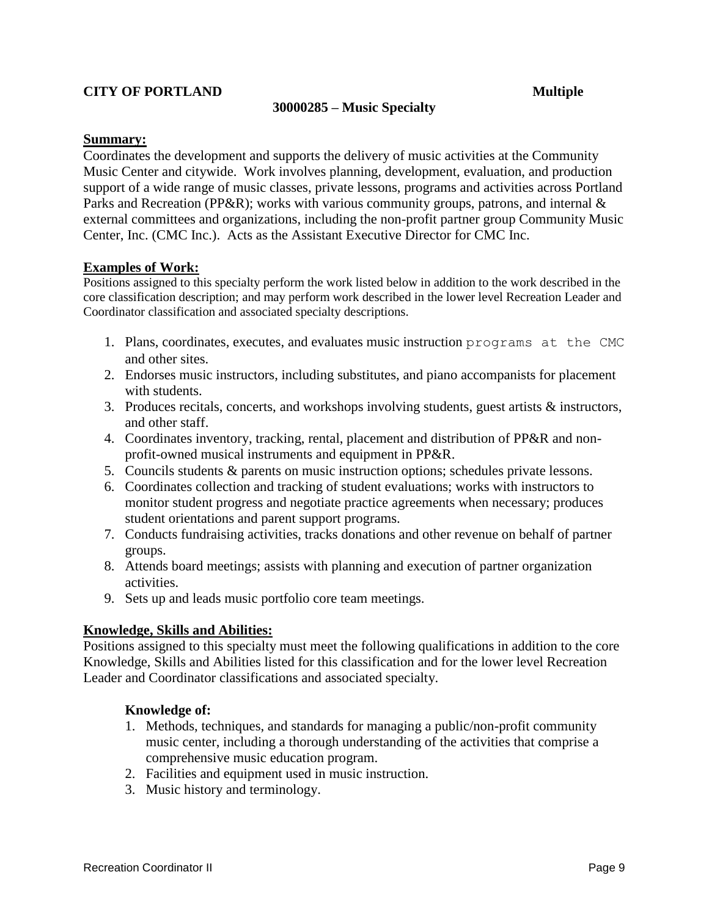**CITY OF PORTLAND** **Multiple**

**30000285 – Music Specialty**

## Summary:

Coordinates the development and supports the delivery of music activities at the Community Music Center and citywide. Work involves planning, development, evaluation, and production support of a wide range of music classes, private lessons, programs and activities across Portland Parks and Recreation (PP&R); works with various community groups, patrons, and internal & external committees and organizations, including the non-profit partner group Community Music Center, Inc. (CMC Inc.). Acts as the Assistant Executive Director for CMC Inc.

## Examples of Work:

Positions assigned to this specialty perform the work listed below in addition to the work described in the core classification description; and may perform work described in the lower level Recreation Leader and Coordinator classifications and associated specialty descriptions.

1. Plans, coordinates, executes, and evaluates music instruction programs at the CMC and other sites.
2. Endorses music instructors, including substitutes, and piano accompanists for placement with students.
3. Produces recitals, concerts, and workshops involving students, guest artists & instructors, and other staff.
4. Coordinates inventory, tracking, rental, placement and distribution of PP&R and non-profit-owned musical instruments and equipment in PP&R.
5. Councils students & parents on music instruction options; schedules private lessons.
6. Coordinates collection and tracking of student evaluations; works with instructors to monitor student progress and negotiate practice agreements when necessary; produces student orientations and parent support programs.
7. Conducts fundraising activities, tracks donations and other revenue on behalf of partner groups.
8. Attends board meetings; assists with planning and execution of partner organization activities.
9. Sets up and leads music portfolio core team meetings.

## Knowledge, Skills and Abilities:

Positions assigned to this specialty must meet the following qualifications in addition to the core Knowledge, Skills and Abilities listed for this classification and for the lower level Recreation Leader and Coordinator classifications and associated specialty.

### Knowledge of:

1. Methods, techniques, and standards for managing a public/non-profit community music center, including a thorough understanding of the activities that comprise a comprehensive music education program.
2. Facilities and equipment used in music instruction.
3. Music history and terminology.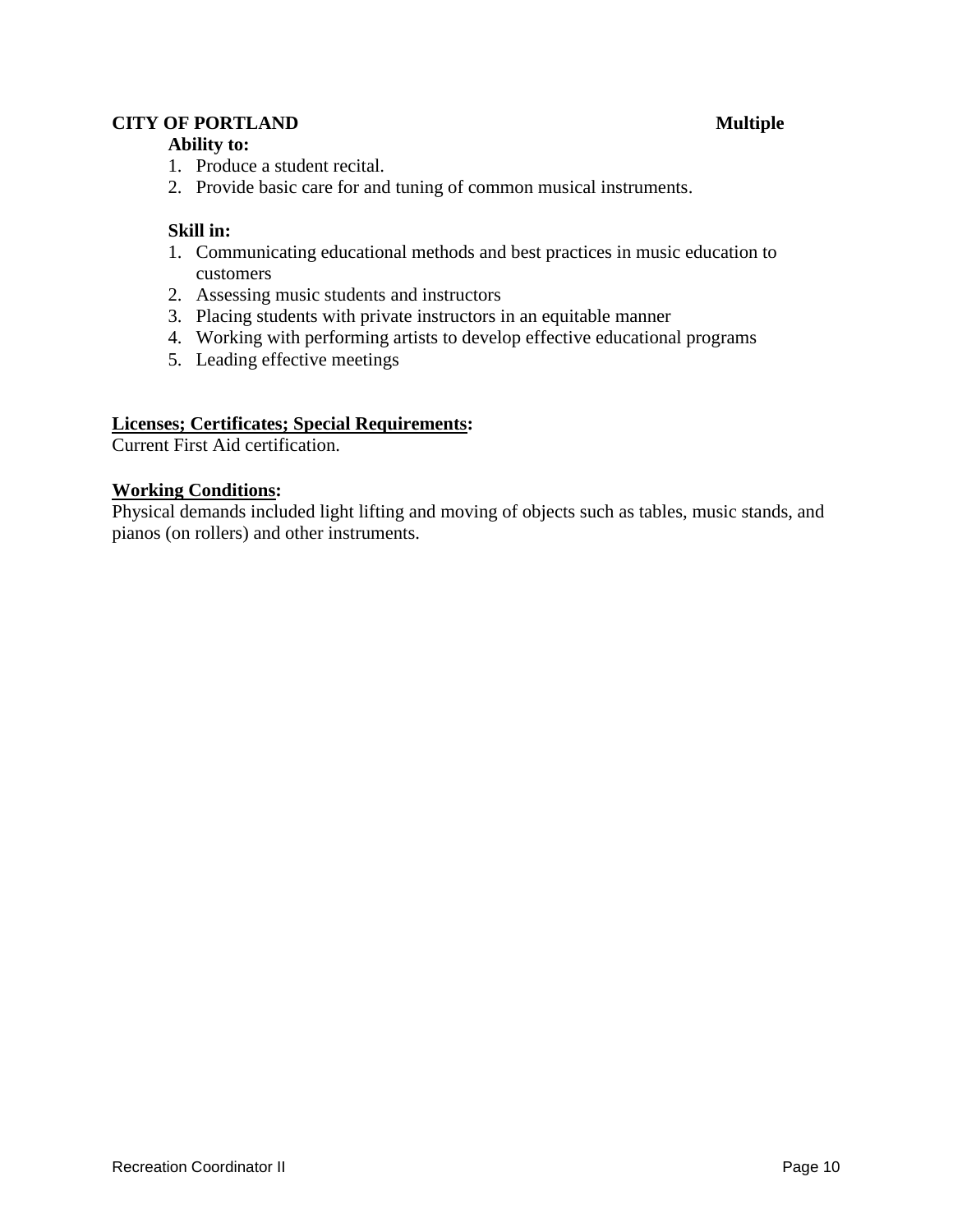**Ability to:**

1. Produce a student recital.
2. Provide basic care for and tuning of common musical instruments.

**Skill in:**

1. Communicating educational methods and best practices in music education to customers
2. Assessing music students and instructors
3. Placing students with private instructors in an equitable manner
4. Working with performing artists to develop effective educational programs
5. Leading effective meetings

**Licenses; Certificates; Special Requirements:**

Current First Aid certification.

**Working Conditions:**

Physical demands included light lifting and moving of objects such as tables, music stands, and pianos (on rollers) and other instruments.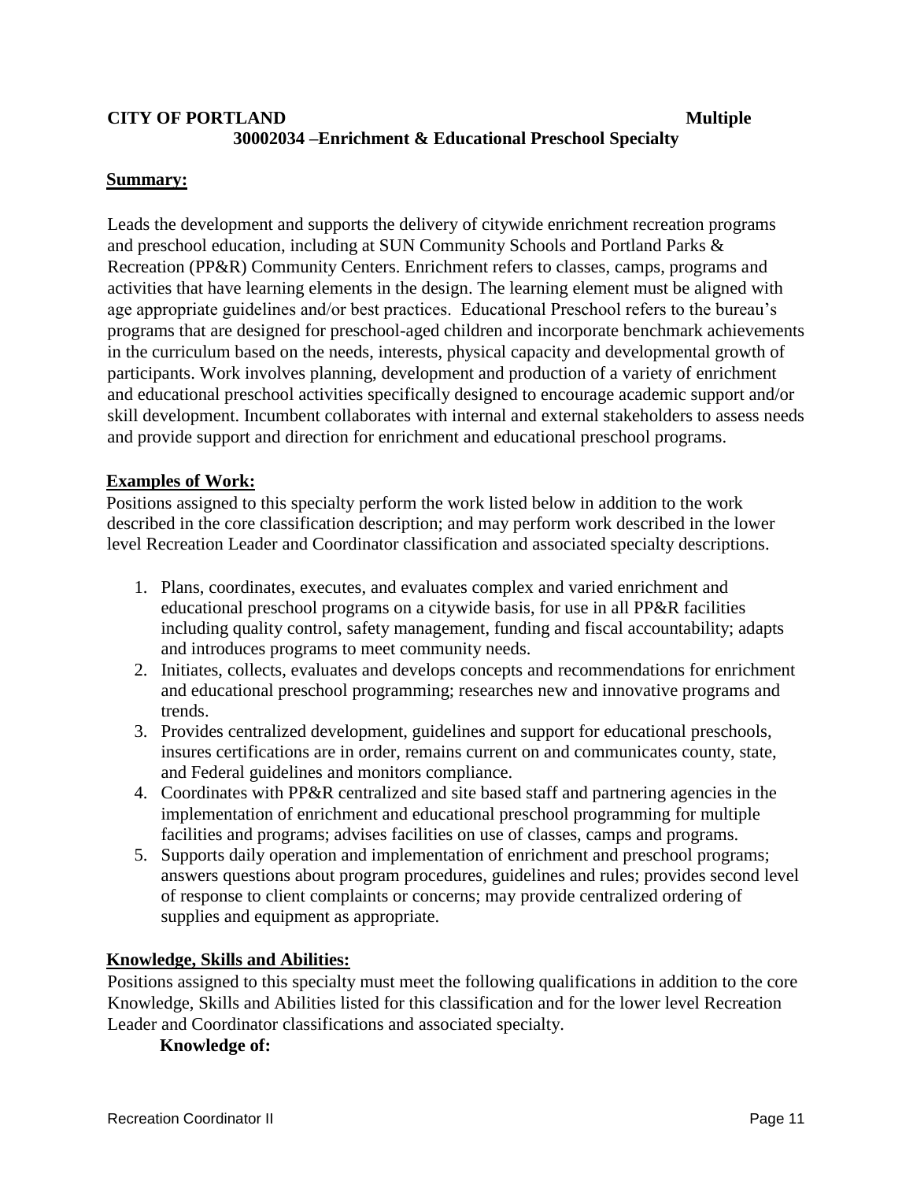**CITY OF PORTLAND** **Multiple**

**30002034 –Enrichment & Educational Preschool Specialty**

## Summary:

Leads the development and supports the delivery of citywide enrichment recreation programs and preschool education, including at SUN Community Schools and Portland Parks & Recreation (PP&R) Community Centers. Enrichment refers to classes, camps, programs and activities that have learning elements in the design. The learning element must be aligned with age appropriate guidelines and/or best practices. Educational Preschool refers to the bureau's programs that are designed for preschool-aged children and incorporate benchmark achievements in the curriculum based on the needs, interests, physical capacity and developmental growth of participants. Work involves planning, development and production of a variety of enrichment and educational preschool activities specifically designed to encourage academic support and/or skill development. Incumbent collaborates with internal and external stakeholders to assess needs and provide support and direction for enrichment and educational preschool programs.

## Examples of Work:

Positions assigned to this specialty perform the work listed below in addition to the work described in the core classification description; and may perform work described in the lower level Recreation Leader and Coordinator classification and associated specialty descriptions.

1. Plans, coordinates, executes, and evaluates complex and varied enrichment and educational preschool programs on a citywide basis, for use in all PP&R facilities including quality control, safety management, funding and fiscal accountability; adapts and introduces programs to meet community needs.
2. Initiates, collects, evaluates and develops concepts and recommendations for enrichment and educational preschool programming; researches new and innovative programs and trends.
3. Provides centralized development, guidelines and support for educational preschools, insures certifications are in order, remains current on and communicates county, state, and Federal guidelines and monitors compliance.
4. Coordinates with PP&R centralized and site based staff and partnering agencies in the implementation of enrichment and educational preschool programming for multiple facilities and programs; advises facilities on use of classes, camps and programs.
5. Supports daily operation and implementation of enrichment and preschool programs; answers questions about program procedures, guidelines and rules; provides second level of response to client complaints or concerns; may provide centralized ordering of supplies and equipment as appropriate.

## Knowledge, Skills and Abilities:

Positions assigned to this specialty must meet the following qualifications in addition to the core Knowledge, Skills and Abilities listed for this classification and for the lower level Recreation Leader and Coordinator classifications and associated specialty.

**Knowledge of:**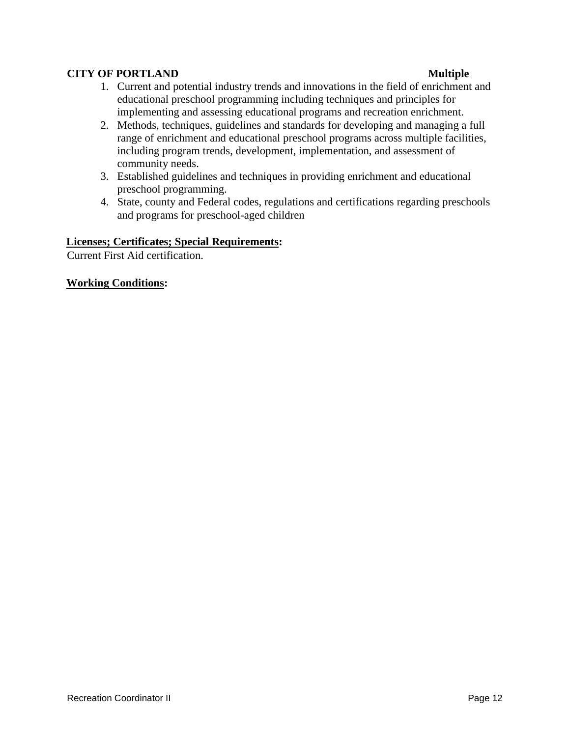1. Current and potential industry trends and innovations in the field of enrichment and educational preschool programming including techniques and principles for implementing and assessing educational programs and recreation enrichment.
2. Methods, techniques, guidelines and standards for developing and managing a full range of enrichment and educational preschool programs across multiple facilities, including program trends, development, implementation, and assessment of community needs.
3. Established guidelines and techniques in providing enrichment and educational preschool programming.
4. State, county and Federal codes, regulations and certifications regarding preschools and programs for preschool-aged children

**Licenses; Certificates; Special Requirements:**

Current First Aid certification.

**Working Conditions:**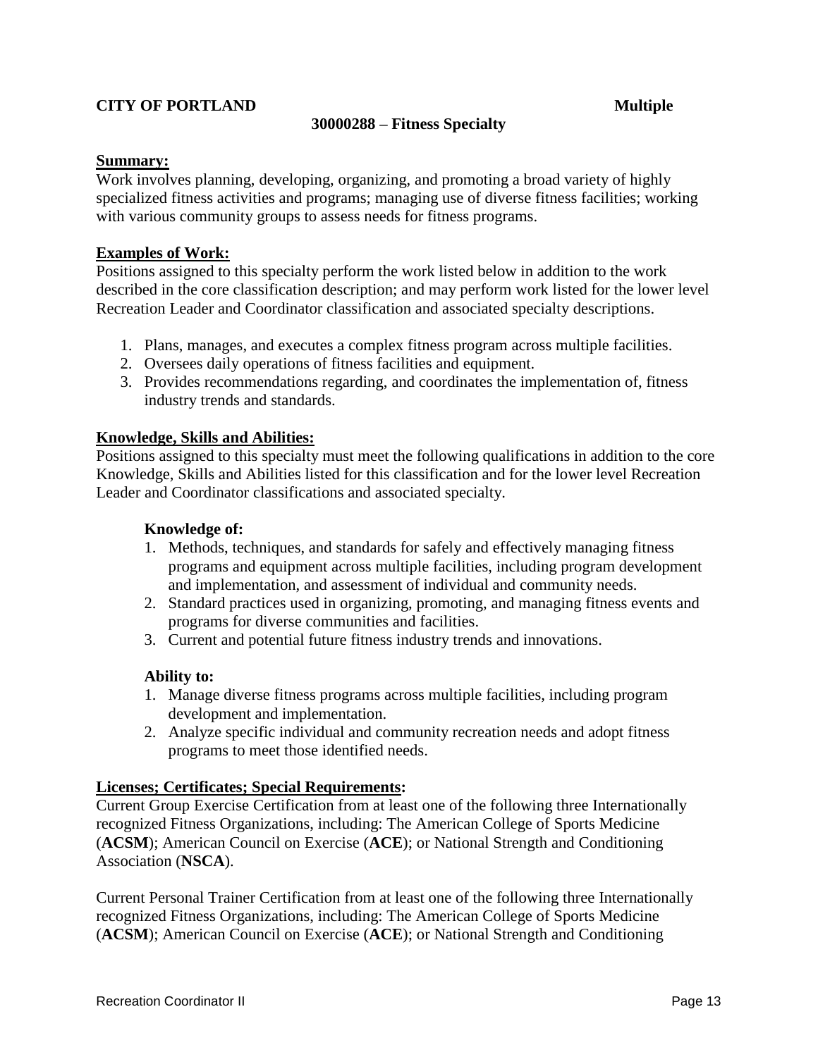**CITY OF PORTLAND** **Multiple**

**30000288 – Fitness Specialty**

**Summary:**
Work involves planning, developing, organizing, and promoting a broad variety of highly specialized fitness activities and programs; managing use of diverse fitness facilities; working with various community groups to assess needs for fitness programs.

**Examples of Work:**
Positions assigned to this specialty perform the work listed below in addition to the work described in the core classification description; and may perform work listed for the lower level Recreation Leader and Coordinator classification and associated specialty descriptions.

1. Plans, manages, and executes a complex fitness program across multiple facilities.
2. Oversees daily operations of fitness facilities and equipment.
3. Provides recommendations regarding, and coordinates the implementation of, fitness industry trends and standards.

**Knowledge, Skills and Abilities:**
Positions assigned to this specialty must meet the following qualifications in addition to the core Knowledge, Skills and Abilities listed for this classification and for the lower level Recreation Leader and Coordinator classifications and associated specialty.

**Knowledge of:**

1. Methods, techniques, and standards for safely and effectively managing fitness programs and equipment across multiple facilities, including program development and implementation, and assessment of individual and community needs.
2. Standard practices used in organizing, promoting, and managing fitness events and programs for diverse communities and facilities.
3. Current and potential future fitness industry trends and innovations.

**Ability to:**

1. Manage diverse fitness programs across multiple facilities, including program development and implementation.
2. Analyze specific individual and community recreation needs and adopt fitness programs to meet those identified needs.

**Licenses; Certificates; Special Requirements:**
Current Group Exercise Certification from at least one of the following three Internationally recognized Fitness Organizations, including: The American College of Sports Medicine (**ACSM**); American Council on Exercise (**ACE**); or National Strength and Conditioning Association (**NSCA**).

Current Personal Trainer Certification from at least one of the following three Internationally recognized Fitness Organizations, including: The American College of Sports Medicine (**ACSM**); American Council on Exercise (**ACE**); or National Strength and Conditioning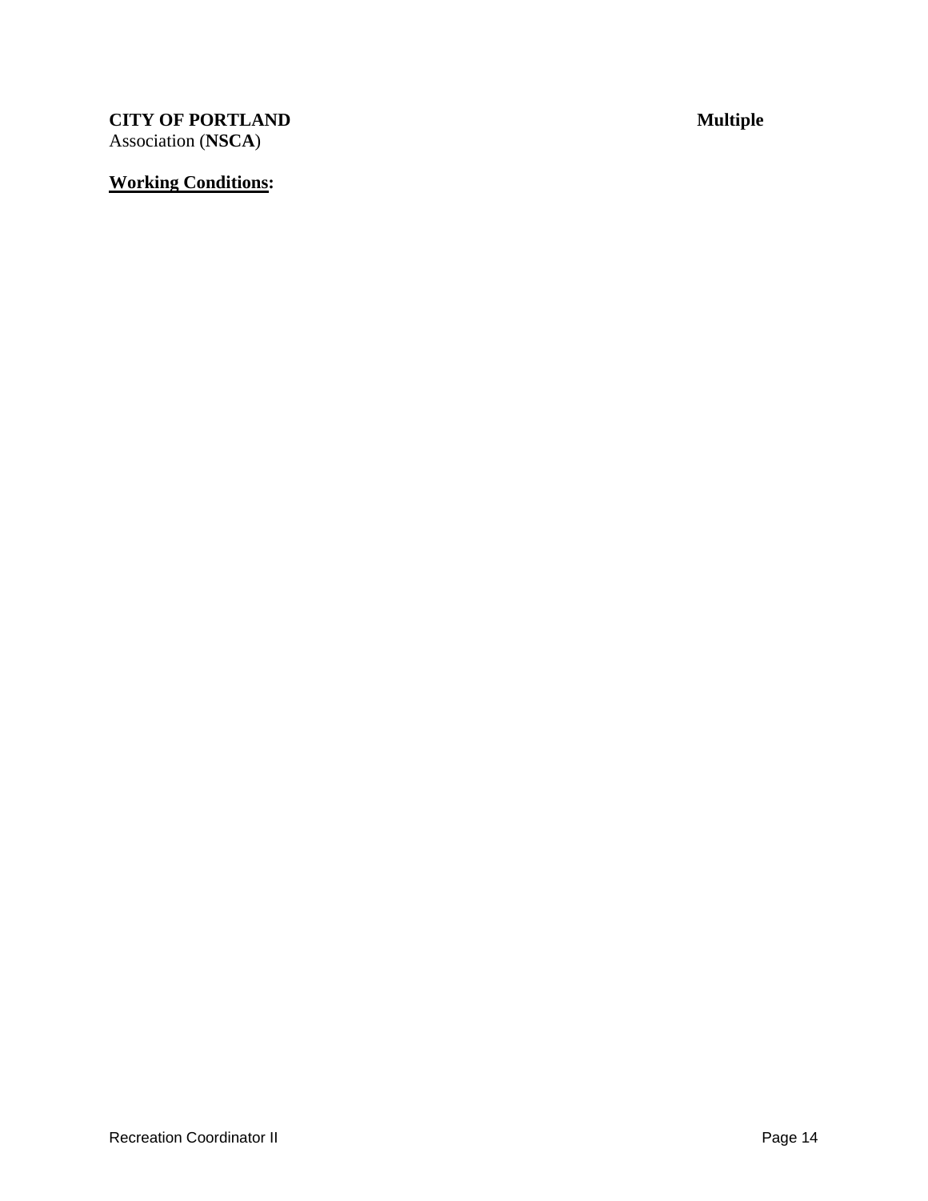**Working Conditions:**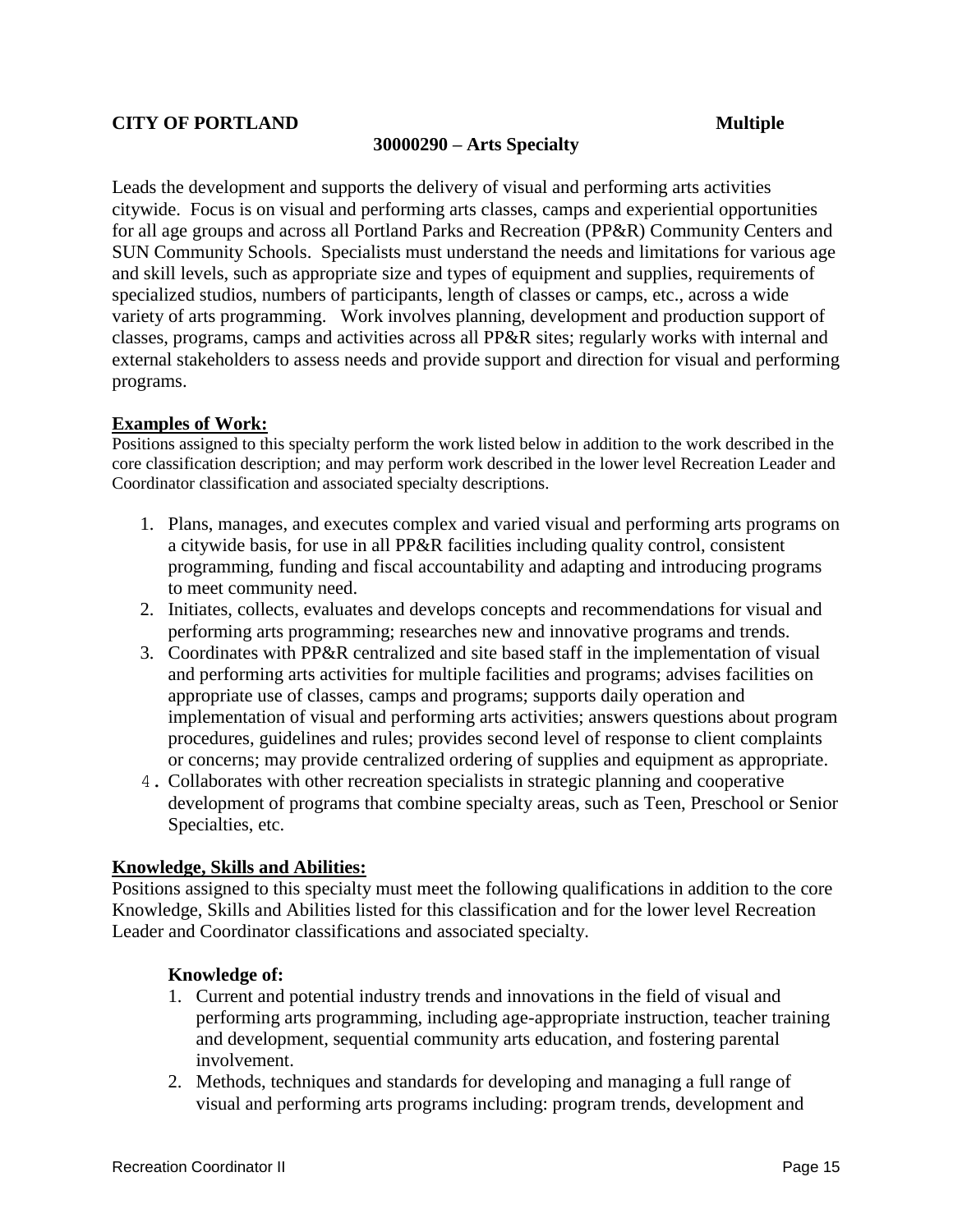**CITY OF PORTLAND** **Multiple**

**30000290 – Arts Specialty**

Leads the development and supports the delivery of visual and performing arts activities citywide. Focus is on visual and performing arts classes, camps and experiential opportunities for all age groups and across all Portland Parks and Recreation (PP&R) Community Centers and SUN Community Schools. Specialists must understand the needs and limitations for various age and skill levels, such as appropriate size and types of equipment and supplies, requirements of specialized studios, numbers of participants, length of classes or camps, etc., across a wide variety of arts programming. Work involves planning, development and production support of classes, programs, camps and activities across all PP&R sites; regularly works with internal and external stakeholders to assess needs and provide support and direction for visual and performing programs.

**Examples of Work:**

Positions assigned to this specialty perform the work listed below in addition to the work described in the core classification description; and may perform work described in the lower level Recreation Leader and Coordinator classification and associated specialty descriptions.

1. Plans, manages, and executes complex and varied visual and performing arts programs on a citywide basis, for use in all PP&R facilities including quality control, consistent programming, funding and fiscal accountability and adapting and introducing programs to meet community need.
2. Initiates, collects, evaluates and develops concepts and recommendations for visual and performing arts programming; researches new and innovative programs and trends.
3. Coordinates with PP&R centralized and site based staff in the implementation of visual and performing arts activities for multiple facilities and programs; advises facilities on appropriate use of classes, camps and programs; supports daily operation and implementation of visual and performing arts activities; answers questions about program procedures, guidelines and rules; provides second level of response to client complaints or concerns; may provide centralized ordering of supplies and equipment as appropriate.
4. Collaborates with other recreation specialists in strategic planning and cooperative development of programs that combine specialty areas, such as Teen, Preschool or Senior Specialties, etc.

**Knowledge, Skills and Abilities:**

Positions assigned to this specialty must meet the following qualifications in addition to the core Knowledge, Skills and Abilities listed for this classification and for the lower level Recreation Leader and Coordinator classifications and associated specialty.

**Knowledge of:**

1. Current and potential industry trends and innovations in the field of visual and performing arts programming, including age-appropriate instruction, teacher training and development, sequential community arts education, and fostering parental involvement.
2. Methods, techniques and standards for developing and managing a full range of visual and performing arts programs including: program trends, development and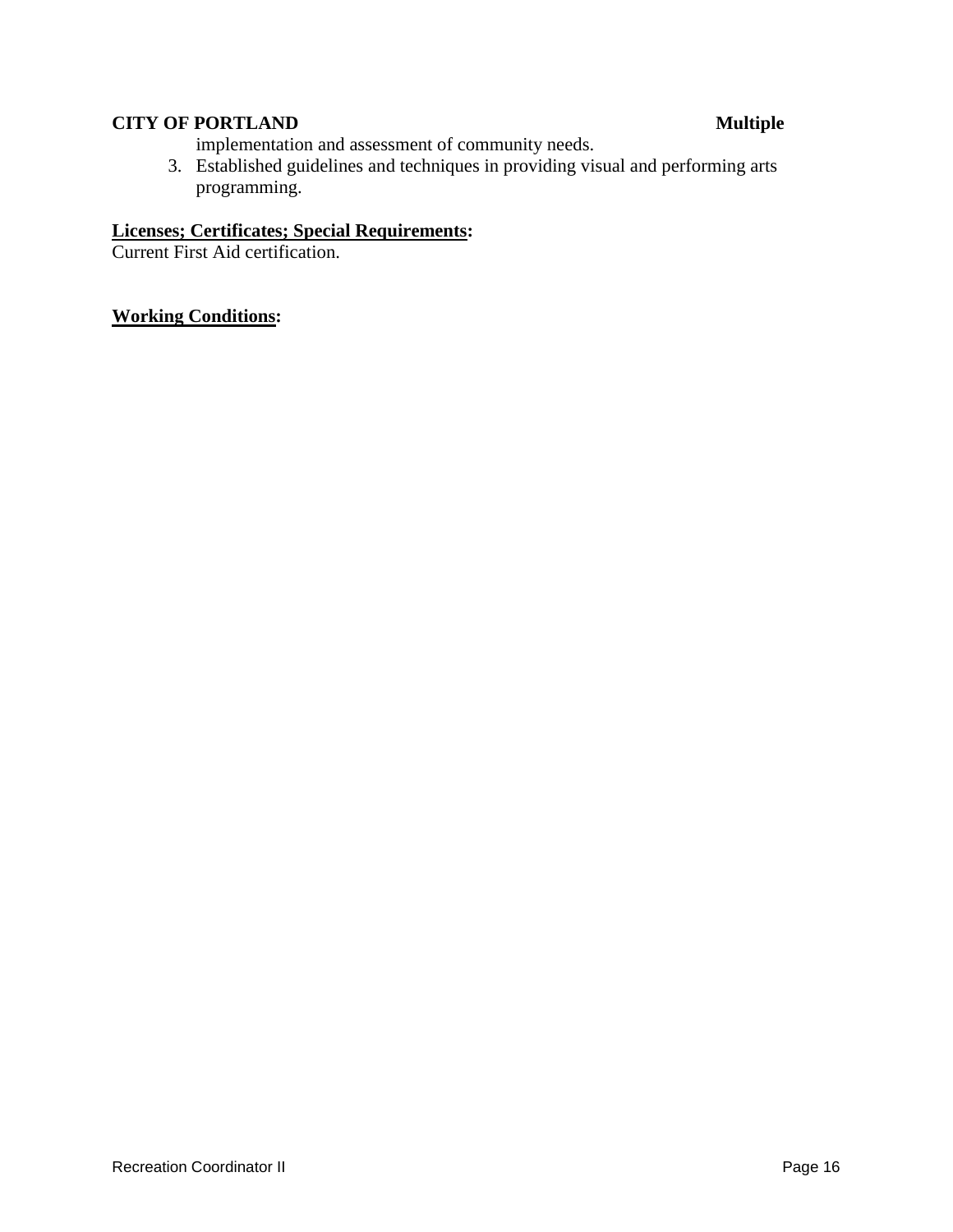implementation and assessment of community needs.

3. Established guidelines and techniques in providing visual and performing arts programming.

**Licenses; Certificates; Special Requirements:**
Current First Aid certification.

**Working Conditions:**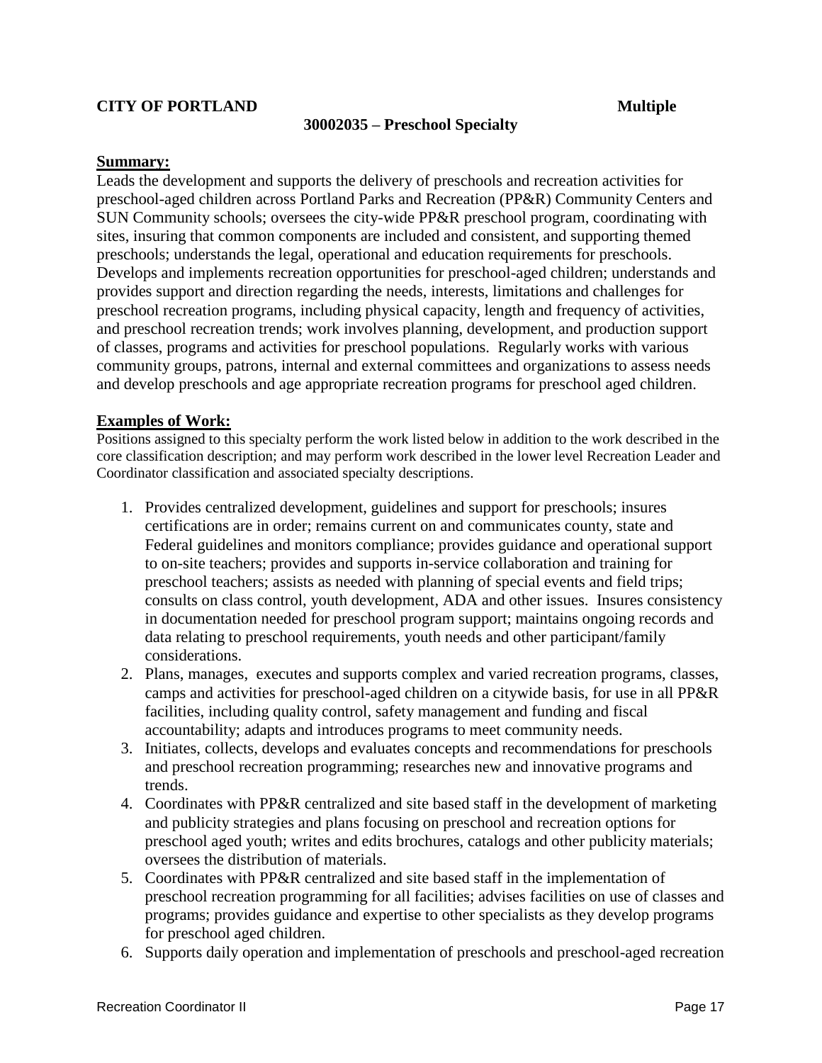**CITY OF PORTLAND** **Multiple**

**30002035 – Preschool Specialty**

**Summary:**

Leads the development and supports the delivery of preschools and recreation activities for preschool-aged children across Portland Parks and Recreation (PP&R) Community Centers and SUN Community schools; oversees the city-wide PP&R preschool program, coordinating with sites, insuring that common components are included and consistent, and supporting themed preschools; understands the legal, operational and education requirements for preschools. Develops and implements recreation opportunities for preschool-aged children; understands and provides support and direction regarding the needs, interests, limitations and challenges for preschool recreation programs, including physical capacity, length and frequency of activities, and preschool recreation trends; work involves planning, development, and production support of classes, programs and activities for preschool populations. Regularly works with various community groups, patrons, internal and external committees and organizations to assess needs and develop preschools and age appropriate recreation programs for preschool aged children.

**Examples of Work:**

Positions assigned to this specialty perform the work listed below in addition to the work described in the core classification description; and may perform work described in the lower level Recreation Leader and Coordinator classification and associated specialty descriptions.

1. Provides centralized development, guidelines and support for preschools; insures certifications are in order; remains current on and communicates county, state and Federal guidelines and monitors compliance; provides guidance and operational support to on-site teachers; provides and supports in-service collaboration and training for preschool teachers; assists as needed with planning of special events and field trips; consults on class control, youth development, ADA and other issues. Insures consistency in documentation needed for preschool program support; maintains ongoing records and data relating to preschool requirements, youth needs and other participant/family considerations.
2. Plans, manages, executes and supports complex and varied recreation programs, classes, camps and activities for preschool-aged children on a citywide basis, for use in all PP&R facilities, including quality control, safety management and funding and fiscal accountability; adapts and introduces programs to meet community needs.
3. Initiates, collects, develops and evaluates concepts and recommendations for preschools and preschool recreation programming; researches new and innovative programs and trends.
4. Coordinates with PP&R centralized and site based staff in the development of marketing and publicity strategies and plans focusing on preschool and recreation options for preschool aged youth; writes and edits brochures, catalogs and other publicity materials; oversees the distribution of materials.
5. Coordinates with PP&R centralized and site based staff in the implementation of preschool recreation programming for all facilities; advises facilities on use of classes and programs; provides guidance and expertise to other specialists as they develop programs for preschool aged children.
6. Supports daily operation and implementation of preschools and preschool-aged recreation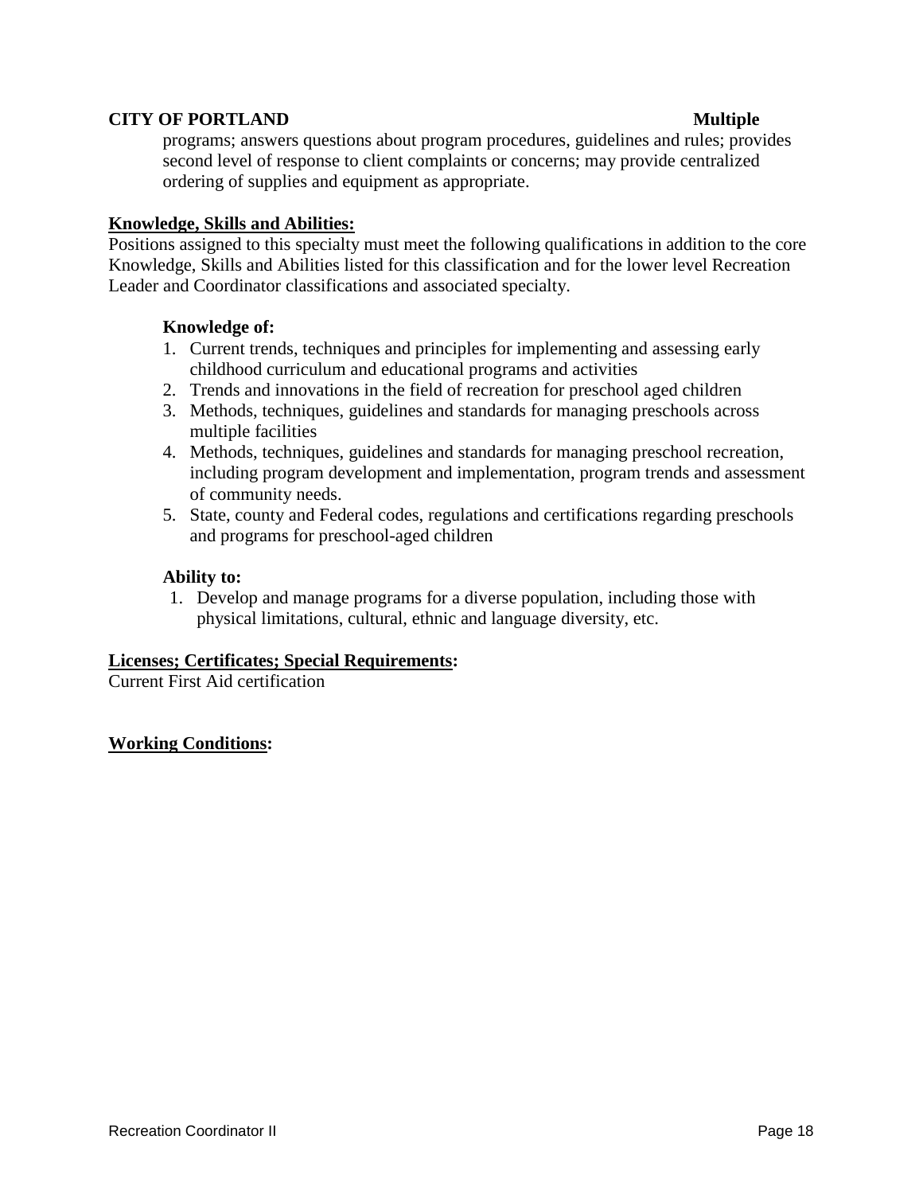programs; answers questions about program procedures, guidelines and rules; provides second level of response to client complaints or concerns; may provide centralized ordering of supplies and equipment as appropriate.

**Knowledge, Skills and Abilities:**

Positions assigned to this specialty must meet the following qualifications in addition to the core Knowledge, Skills and Abilities listed for this classification and for the lower level Recreation Leader and Coordinator classifications and associated specialty.

**Knowledge of:**

1. Current trends, techniques and principles for implementing and assessing early childhood curriculum and educational programs and activities
2. Trends and innovations in the field of recreation for preschool aged children
3. Methods, techniques, guidelines and standards for managing preschools across multiple facilities
4. Methods, techniques, guidelines and standards for managing preschool recreation, including program development and implementation, program trends and assessment of community needs.
5. State, county and Federal codes, regulations and certifications regarding preschools and programs for preschool-aged children

**Ability to:**

1. Develop and manage programs for a diverse population, including those with physical limitations, cultural, ethnic and language diversity, etc.

**Licenses; Certificates; Special Requirements:**

Current First Aid certification

**Working Conditions:**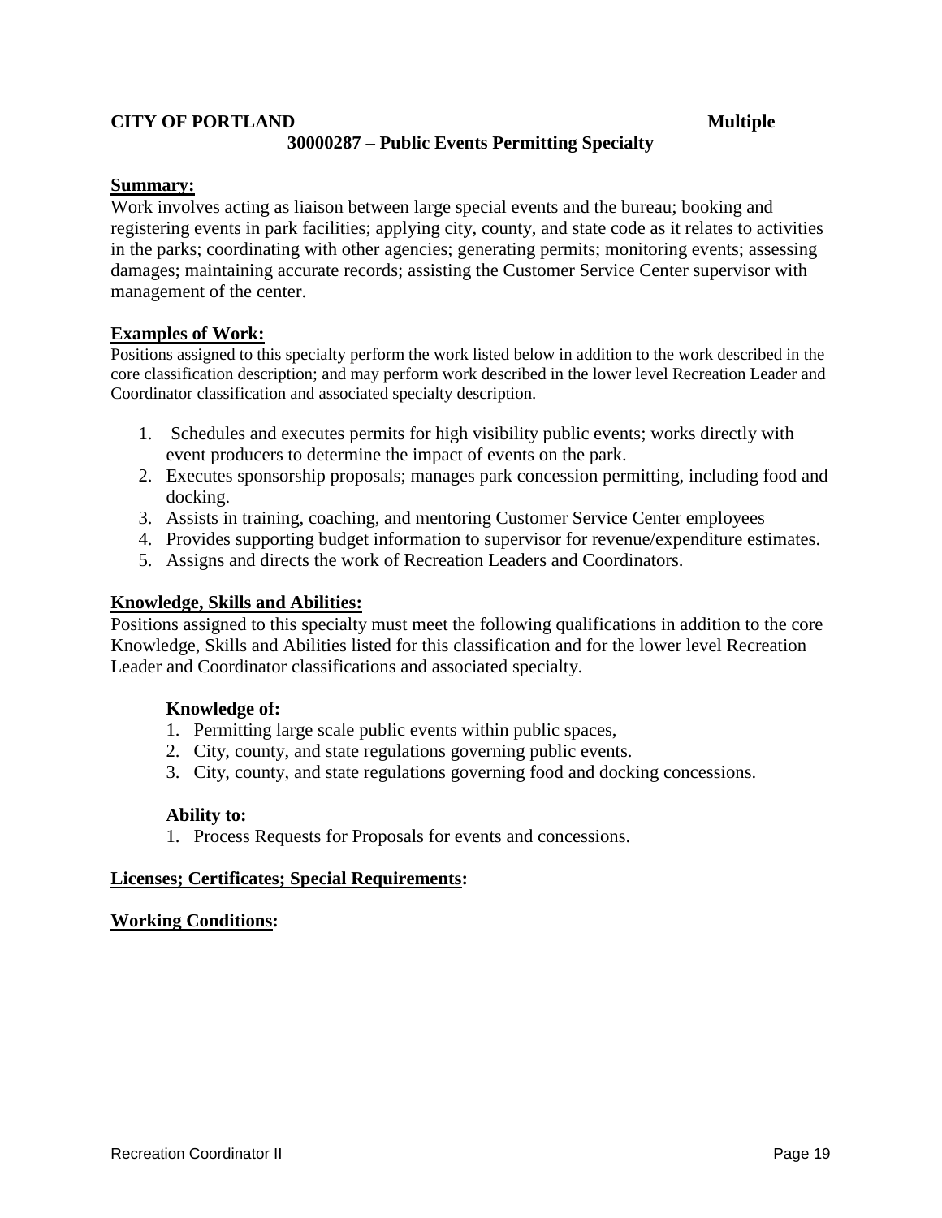**CITY OF PORTLAND** **Multiple**

**30000287 – Public Events Permitting Specialty**

**Summary:**

Work involves acting as liaison between large special events and the bureau; booking and registering events in park facilities; applying city, county, and state code as it relates to activities in the parks; coordinating with other agencies; generating permits; monitoring events; assessing damages; maintaining accurate records; assisting the Customer Service Center supervisor with management of the center.

**Examples of Work:**

Positions assigned to this specialty perform the work listed below in addition to the work described in the core classification description; and may perform work described in the lower level Recreation Leader and Coordinator classification and associated specialty description.

1. Schedules and executes permits for high visibility public events; works directly with event producers to determine the impact of events on the park.
2. Executes sponsorship proposals; manages park concession permitting, including food and docking.
3. Assists in training, coaching, and mentoring Customer Service Center employees
4. Provides supporting budget information to supervisor for revenue/expenditure estimates.
5. Assigns and directs the work of Recreation Leaders and Coordinators.

**Knowledge, Skills and Abilities:**

Positions assigned to this specialty must meet the following qualifications in addition to the core Knowledge, Skills and Abilities listed for this classification and for the lower level Recreation Leader and Coordinator classifications and associated specialty.

**Knowledge of:**

1. Permitting large scale public events within public spaces,
2. City, county, and state regulations governing public events.
3. City, county, and state regulations governing food and docking concessions.

**Ability to:**

1. Process Requests for Proposals for events and concessions.

**Licenses; Certificates; Special Requirements:**

**Working Conditions:**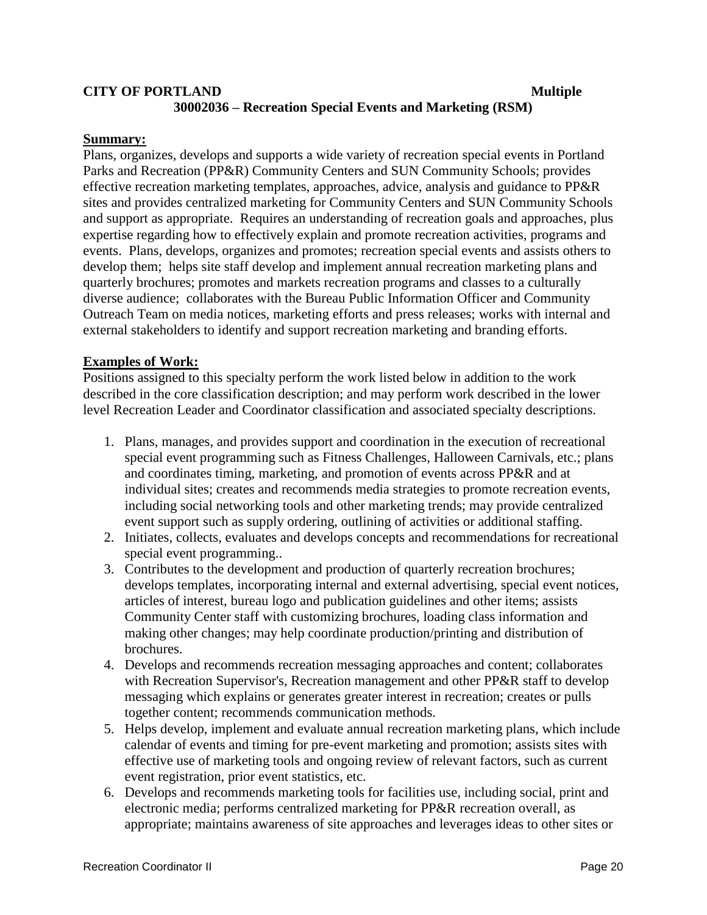**CITY OF PORTLAND** **Multiple**

**30002036 – Recreation Special Events and Marketing (RSM)**

**Summary:**

Plans, organizes, develops and supports a wide variety of recreation special events in Portland Parks and Recreation (PP&R) Community Centers and SUN Community Schools; provides effective recreation marketing templates, approaches, advice, analysis and guidance to PP&R sites and provides centralized marketing for Community Centers and SUN Community Schools and support as appropriate. Requires an understanding of recreation goals and approaches, plus expertise regarding how to effectively explain and promote recreation activities, programs and events. Plans, develops, organizes and promotes; recreation special events and assists others to develop them; helps site staff develop and implement annual recreation marketing plans and quarterly brochures; promotes and markets recreation programs and classes to a culturally diverse audience; collaborates with the Bureau Public Information Officer and Community Outreach Team on media notices, marketing efforts and press releases; works with internal and external stakeholders to identify and support recreation marketing and branding efforts.

**Examples of Work:**

Positions assigned to this specialty perform the work listed below in addition to the work described in the core classification description; and may perform work described in the lower level Recreation Leader and Coordinator classification and associated specialty descriptions.

1. Plans, manages, and provides support and coordination in the execution of recreational special event programming such as Fitness Challenges, Halloween Carnivals, etc.; plans and coordinates timing, marketing, and promotion of events across PP&R and at individual sites; creates and recommends media strategies to promote recreation events, including social networking tools and other marketing trends; may provide centralized event support such as supply ordering, outlining of activities or additional staffing.
2. Initiates, collects, evaluates and develops concepts and recommendations for recreational special event programming..
3. Contributes to the development and production of quarterly recreation brochures; develops templates, incorporating internal and external advertising, special event notices, articles of interest, bureau logo and publication guidelines and other items; assists Community Center staff with customizing brochures, loading class information and making other changes; may help coordinate production/printing and distribution of brochures.
4. Develops and recommends recreation messaging approaches and content; collaborates with Recreation Supervisor's, Recreation management and other PP&R staff to develop messaging which explains or generates greater interest in recreation; creates or pulls together content; recommends communication methods.
5. Helps develop, implement and evaluate annual recreation marketing plans, which include calendar of events and timing for pre-event marketing and promotion; assists sites with effective use of marketing tools and ongoing review of relevant factors, such as current event registration, prior event statistics, etc.
6. Develops and recommends marketing tools for facilities use, including social, print and electronic media; performs centralized marketing for PP&R recreation overall, as appropriate; maintains awareness of site approaches and leverages ideas to other sites or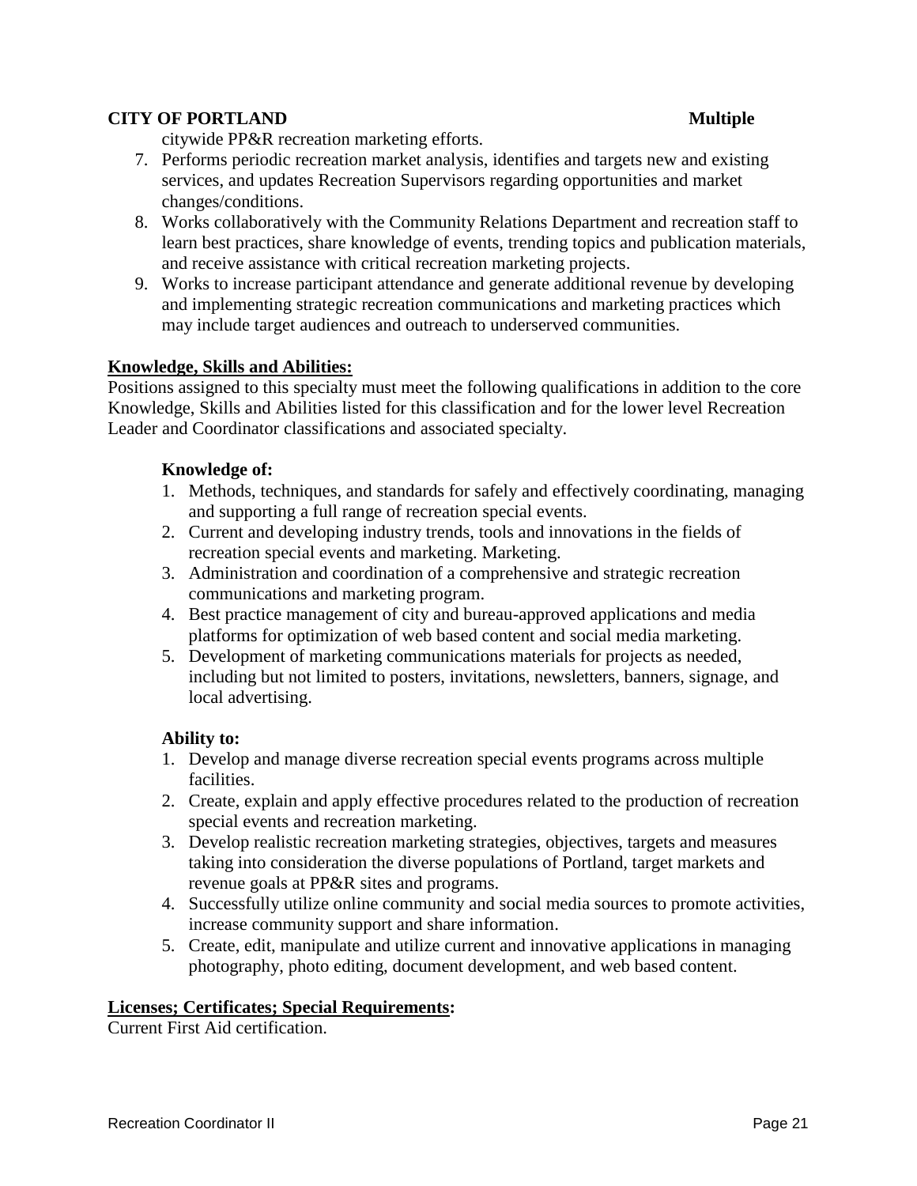citywide PP&R recreation marketing efforts.

7. Performs periodic recreation market analysis, identifies and targets new and existing services, and updates Recreation Supervisors regarding opportunities and market changes/conditions.
8. Works collaboratively with the Community Relations Department and recreation staff to learn best practices, share knowledge of events, trending topics and publication materials, and receive assistance with critical recreation marketing projects.
9. Works to increase participant attendance and generate additional revenue by developing and implementing strategic recreation communications and marketing practices which may include target audiences and outreach to underserved communities.

**Knowledge, Skills and Abilities:**

Positions assigned to this specialty must meet the following qualifications in addition to the core Knowledge, Skills and Abilities listed for this classification and for the lower level Recreation Leader and Coordinator classifications and associated specialty.

**Knowledge of:**

1. Methods, techniques, and standards for safely and effectively coordinating, managing and supporting a full range of recreation special events.
2. Current and developing industry trends, tools and innovations in the fields of recreation special events and marketing. Marketing.
3. Administration and coordination of a comprehensive and strategic recreation communications and marketing program.
4. Best practice management of city and bureau-approved applications and media platforms for optimization of web based content and social media marketing.
5. Development of marketing communications materials for projects as needed, including but not limited to posters, invitations, newsletters, banners, signage, and local advertising.

**Ability to:**

1. Develop and manage diverse recreation special events programs across multiple facilities.
2. Create, explain and apply effective procedures related to the production of recreation special events and recreation marketing.
3. Develop realistic recreation marketing strategies, objectives, targets and measures taking into consideration the diverse populations of Portland, target markets and revenue goals at PP&R sites and programs.
4. Successfully utilize online community and social media sources to promote activities, increase community support and share information.
5. Create, edit, manipulate and utilize current and innovative applications in managing photography, photo editing, document development, and web based content.

**Licenses; Certificates; Special Requirements:**

Current First Aid certification.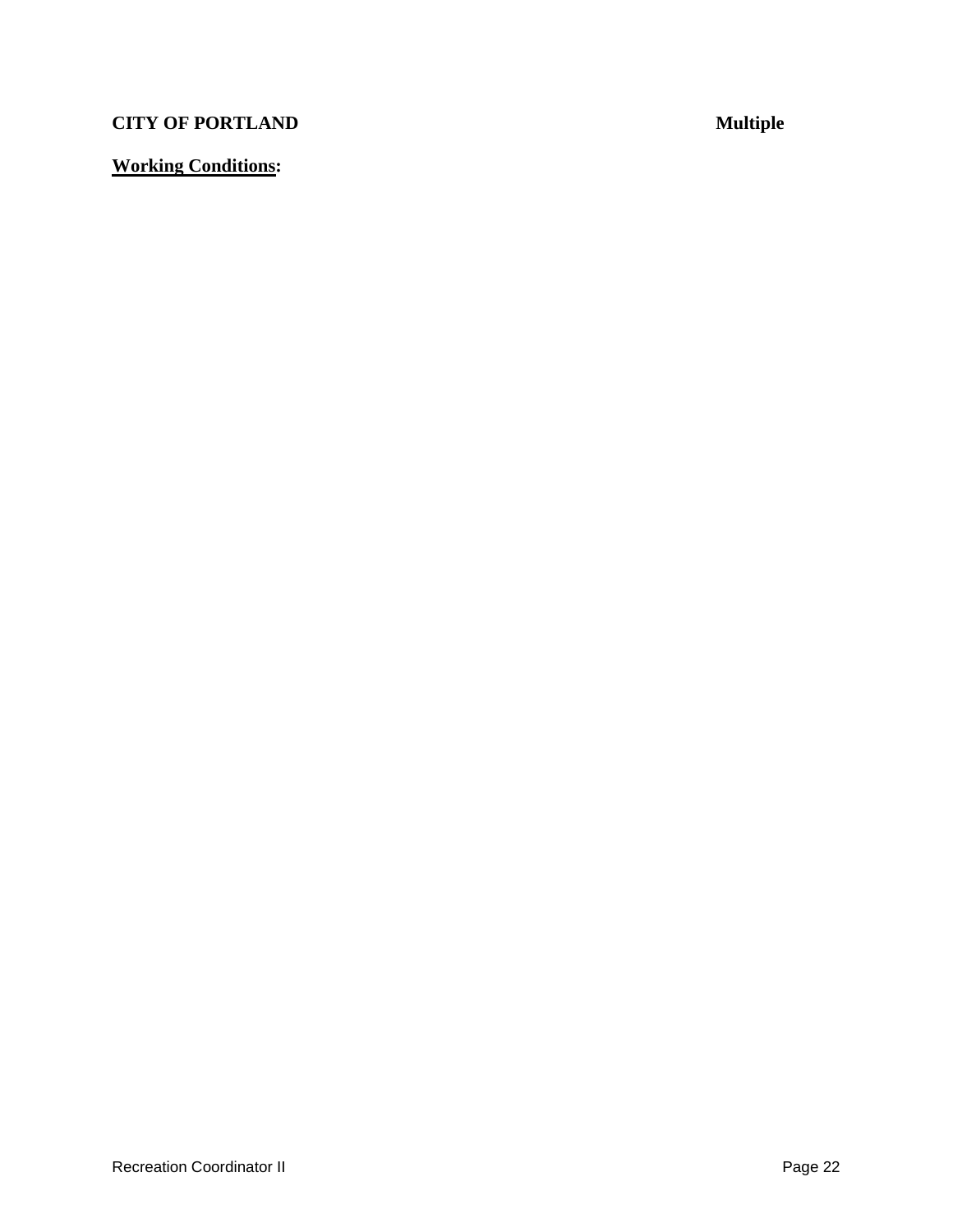**Working Conditions:**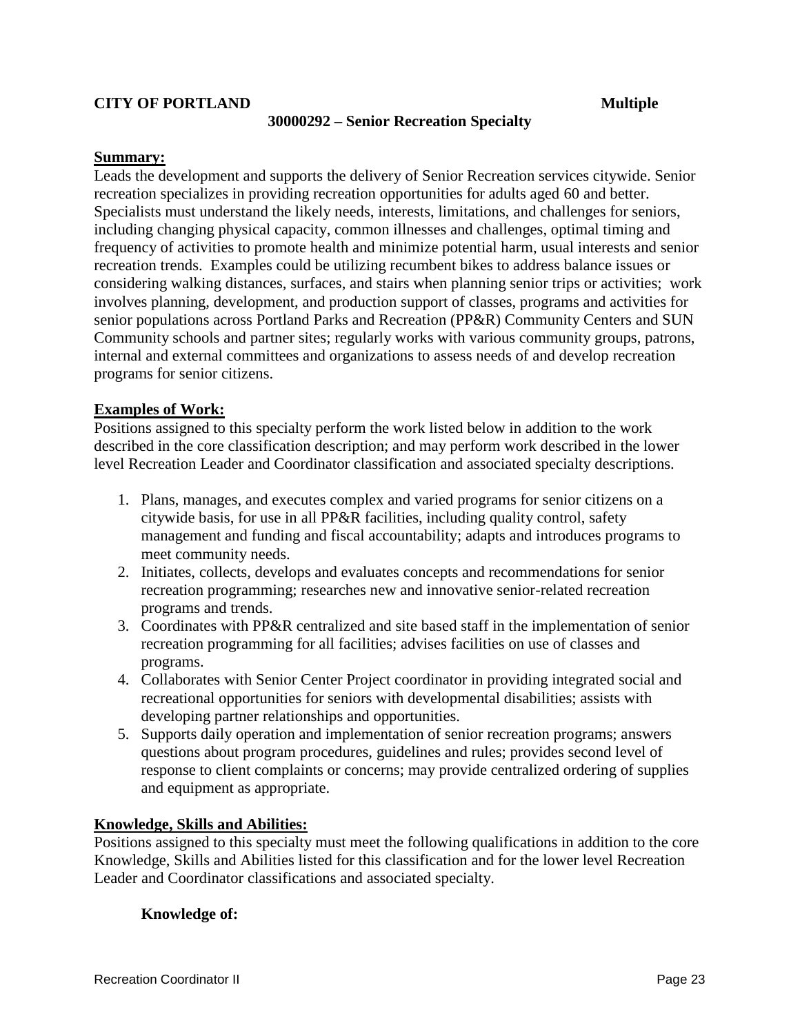**CITY OF PORTLAND** **Multiple**

**30000292 – Senior Recreation Specialty**

**Summary:**

Leads the development and supports the delivery of Senior Recreation services citywide. Senior recreation specializes in providing recreation opportunities for adults aged 60 and better. Specialists must understand the likely needs, interests, limitations, and challenges for seniors, including changing physical capacity, common illnesses and challenges, optimal timing and frequency of activities to promote health and minimize potential harm, usual interests and senior recreation trends. Examples could be utilizing recumbent bikes to address balance issues or considering walking distances, surfaces, and stairs when planning senior trips or activities; work involves planning, development, and production support of classes, programs and activities for senior populations across Portland Parks and Recreation (PP&R) Community Centers and SUN Community schools and partner sites; regularly works with various community groups, patrons, internal and external committees and organizations to assess needs of and develop recreation programs for senior citizens.

**Examples of Work:**

Positions assigned to this specialty perform the work listed below in addition to the work described in the core classification description; and may perform work described in the lower level Recreation Leader and Coordinator classification and associated specialty descriptions.

1. Plans, manages, and executes complex and varied programs for senior citizens on a citywide basis, for use in all PP&R facilities, including quality control, safety management and funding and fiscal accountability; adapts and introduces programs to meet community needs.
2. Initiates, collects, develops and evaluates concepts and recommendations for senior recreation programming; researches new and innovative senior-related recreation programs and trends.
3. Coordinates with PP&R centralized and site based staff in the implementation of senior recreation programming for all facilities; advises facilities on use of classes and programs.
4. Collaborates with Senior Center Project coordinator in providing integrated social and recreational opportunities for seniors with developmental disabilities; assists with developing partner relationships and opportunities.
5. Supports daily operation and implementation of senior recreation programs; answers questions about program procedures, guidelines and rules; provides second level of response to client complaints or concerns; may provide centralized ordering of supplies and equipment as appropriate.

**Knowledge, Skills and Abilities:**

Positions assigned to this specialty must meet the following qualifications in addition to the core Knowledge, Skills and Abilities listed for this classification and for the lower level Recreation Leader and Coordinator classifications and associated specialty.

**Knowledge of:**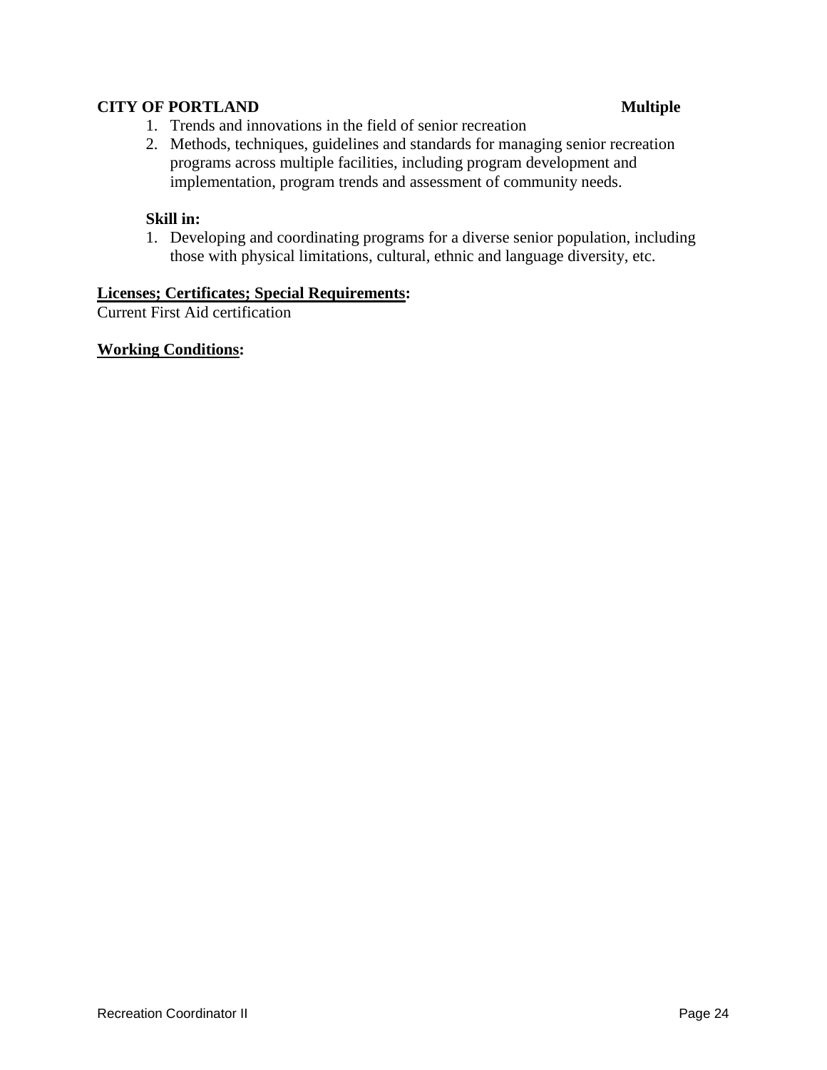1. Trends and innovations in the field of senior recreation
2. Methods, techniques, guidelines and standards for managing senior recreation programs across multiple facilities, including program development and implementation, program trends and assessment of community needs.

**Skill in:**

1. Developing and coordinating programs for a diverse senior population, including those with physical limitations, cultural, ethnic and language diversity, etc.

**Licenses; Certificates; Special Requirements:**

Current First Aid certification

**Working Conditions:**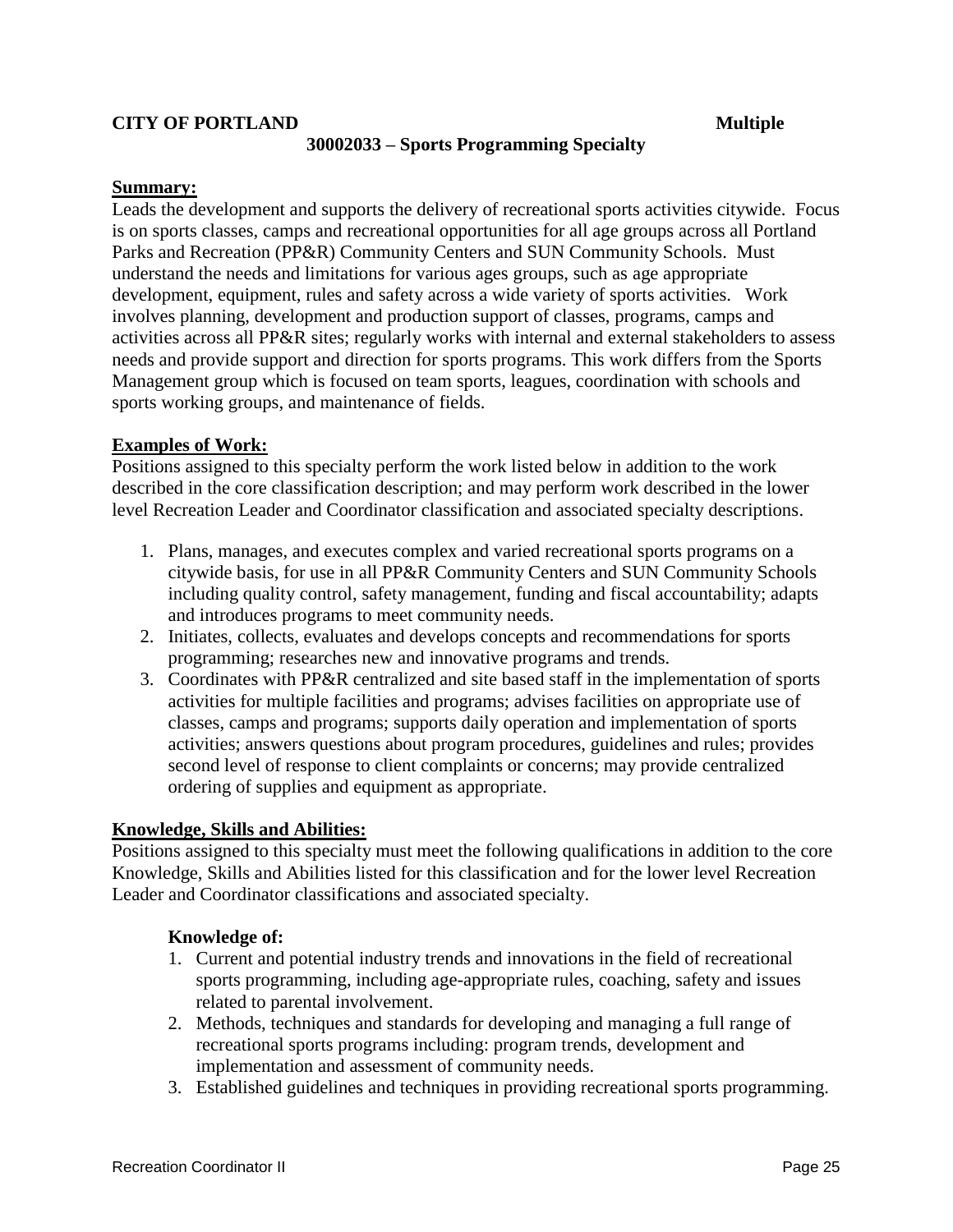**CITY OF PORTLAND** **Multiple**

**30002033 – Sports Programming Specialty**

**Summary:**

Leads the development and supports the delivery of recreational sports activities citywide. Focus is on sports classes, camps and recreational opportunities for all age groups across all Portland Parks and Recreation (PP&R) Community Centers and SUN Community Schools. Must understand the needs and limitations for various ages groups, such as age appropriate development, equipment, rules and safety across a wide variety of sports activities. Work involves planning, development and production support of classes, programs, camps and activities across all PP&R sites; regularly works with internal and external stakeholders to assess needs and provide support and direction for sports programs. This work differs from the Sports Management group which is focused on team sports, leagues, coordination with schools and sports working groups, and maintenance of fields.

**Examples of Work:**

Positions assigned to this specialty perform the work listed below in addition to the work described in the core classification description; and may perform work described in the lower level Recreation Leader and Coordinator classification and associated specialty descriptions.

1. Plans, manages, and executes complex and varied recreational sports programs on a citywide basis, for use in all PP&R Community Centers and SUN Community Schools including quality control, safety management, funding and fiscal accountability; adapts and introduces programs to meet community needs.
2. Initiates, collects, evaluates and develops concepts and recommendations for sports programming; researches new and innovative programs and trends.
3. Coordinates with PP&R centralized and site based staff in the implementation of sports activities for multiple facilities and programs; advises facilities on appropriate use of classes, camps and programs; supports daily operation and implementation of sports activities; answers questions about program procedures, guidelines and rules; provides second level of response to client complaints or concerns; may provide centralized ordering of supplies and equipment as appropriate.

**Knowledge, Skills and Abilities:**

Positions assigned to this specialty must meet the following qualifications in addition to the core Knowledge, Skills and Abilities listed for this classification and for the lower level Recreation Leader and Coordinator classifications and associated specialty.

**Knowledge of:**

1. Current and potential industry trends and innovations in the field of recreational sports programming, including age-appropriate rules, coaching, safety and issues related to parental involvement.
2. Methods, techniques and standards for developing and managing a full range of recreational sports programs including: program trends, development and implementation and assessment of community needs.
3. Established guidelines and techniques in providing recreational sports programming.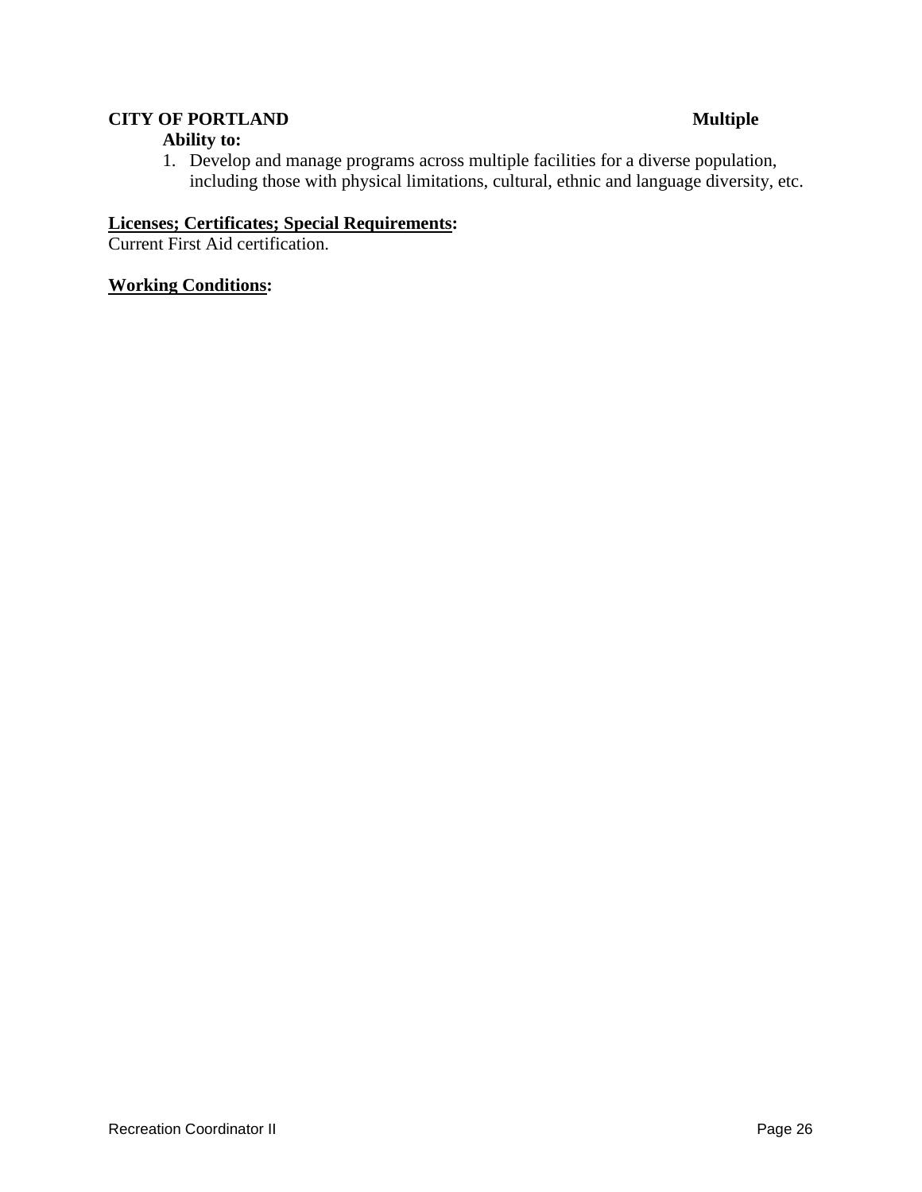**Ability to:**

1. Develop and manage programs across multiple facilities for a diverse population, including those with physical limitations, cultural, ethnic and language diversity, etc.

**Licenses; Certificates; Special Requirements:**
Current First Aid certification.

**Working Conditions:**